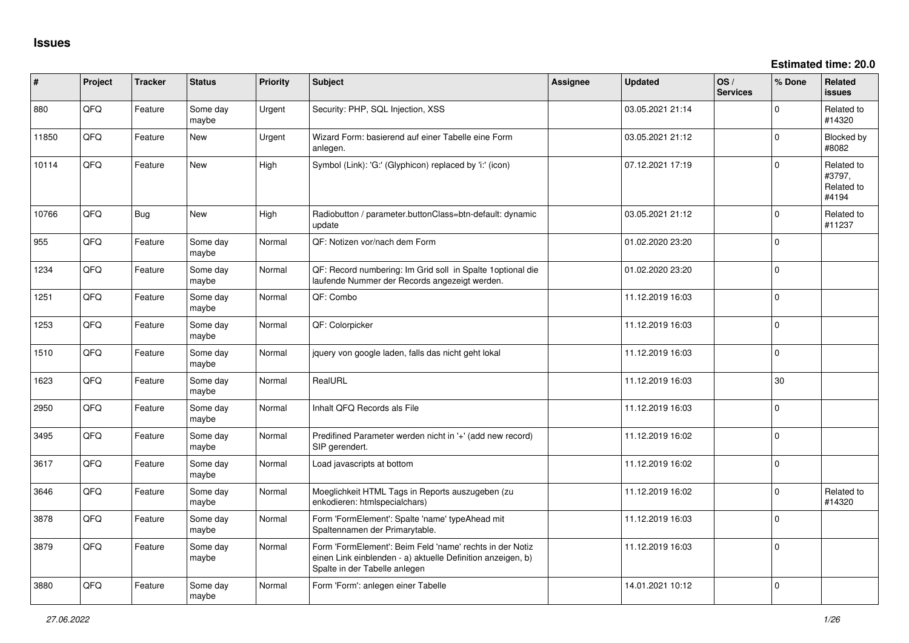# Issues

**Estimated time: 20.0**

| # | Project | Tracker | Status | Priority | Subject | Assignee | Updated | OS / Services | % Done | Related issues |
|---|---|---|---|---|---|---|---|---|---|---|
| 880 | QFQ | Feature | Some day maybe | Urgent | Security: PHP, SQL Injection, XSS | | 03.05.2021 21:14 | | 0 | Related to #14320 |
| 11850 | QFQ | Feature | New | Urgent | Wizard Form: basierend auf einer Tabelle eine Form anlegen. | | 03.05.2021 21:12 | | 0 | Blocked by #8082 |
| 10114 | QFQ | Feature | New | High | Symbol (Link): 'G:' (Glyphicon) replaced by 'i:' (icon) | | 07.12.2021 17:19 | | 0 | Related to #3797, Related to #4194 |
| 10766 | QFQ | Bug | New | High | Radiobutton / parameter.buttonClass=btn-default: dynamic update | | 03.05.2021 21:12 | | 0 | Related to #11237 |
| 955 | QFQ | Feature | Some day maybe | Normal | QF: Notizen vor/nach dem Form | | 01.02.2020 23:20 | | 0 | |
| 1234 | QFQ | Feature | Some day maybe | Normal | QF: Record numbering: Im Grid soll in Spalte 1optional die laufende Nummer der Records angezeigt werden. | | 01.02.2020 23:20 | | 0 | |
| 1251 | QFQ | Feature | Some day maybe | Normal | QF: Combo | | 11.12.2019 16:03 | | 0 | |
| 1253 | QFQ | Feature | Some day maybe | Normal | QF: Colorpicker | | 11.12.2019 16:03 | | 0 | |
| 1510 | QFQ | Feature | Some day maybe | Normal | jquery von google laden, falls das nicht geht lokal | | 11.12.2019 16:03 | | 0 | |
| 1623 | QFQ | Feature | Some day maybe | Normal | RealURL | | 11.12.2019 16:03 | | 30 | |
| 2950 | QFQ | Feature | Some day maybe | Normal | Inhalt QFQ Records als File | | 11.12.2019 16:03 | | 0 | |
| 3495 | QFQ | Feature | Some day maybe | Normal | Predifined Parameter werden nicht in '+' (add new record) SIP gerendert. | | 11.12.2019 16:02 | | 0 | |
| 3617 | QFQ | Feature | Some day maybe | Normal | Load javascripts at bottom | | 11.12.2019 16:02 | | 0 | |
| 3646 | QFQ | Feature | Some day maybe | Normal | Moeglichkeit HTML Tags in Reports auszugeben (zu enkodieren: htmlspecialchars) | | 11.12.2019 16:02 | | 0 | Related to #14320 |
| 3878 | QFQ | Feature | Some day maybe | Normal | Form 'FormElement': Spalte 'name' typeAhead mit Spaltennamen der Primarytable. | | 11.12.2019 16:03 | | 0 | |
| 3879 | QFQ | Feature | Some day maybe | Normal | Form 'FormElement': Beim Feld 'name' rechts in der Notiz einen Link einblenden - a) aktuelle Definition anzeigen, b) Spalte in der Tabelle anlegen | | 11.12.2019 16:03 | | 0 | |
| 3880 | QFQ | Feature | Some day maybe | Normal | Form 'Form': anlegen einer Tabelle | | 14.01.2021 10:12 | | 0 | |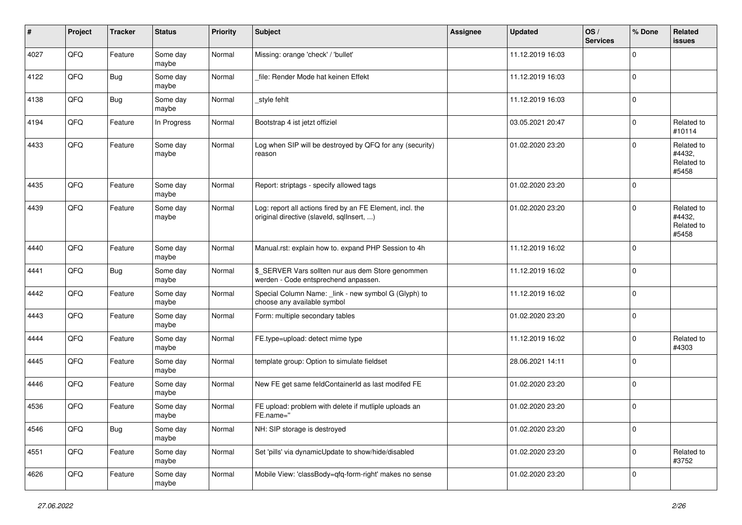| # | Project | Tracker | Status | Priority | Subject | Assignee | Updated | OS / Services | % Done | Related issues |
|---|---|---|---|---|---|---|---|---|---|---|
| 4027 | QFQ | Feature | Some day maybe | Normal | Missing: orange 'check' / 'bullet' | | 11.12.2019 16:03 | | 0 | |
| 4122 | QFQ | Bug | Some day maybe | Normal | _file: Render Mode hat keinen Effekt | | 11.12.2019 16:03 | | 0 | |
| 4138 | QFQ | Bug | Some day maybe | Normal | _style fehlt | | 11.12.2019 16:03 | | 0 | |
| 4194 | QFQ | Feature | In Progress | Normal | Bootstrap 4 ist jetzt offiziel | | 03.05.2021 20:47 | | 0 | Related to #10114 |
| 4433 | QFQ | Feature | Some day maybe | Normal | Log when SIP will be destroyed by QFQ for any (security) reason | | 01.02.2020 23:20 | | 0 | Related to #4432, Related to #5458 |
| 4435 | QFQ | Feature | Some day maybe | Normal | Report: striptags - specify allowed tags | | 01.02.2020 23:20 | | 0 | |
| 4439 | QFQ | Feature | Some day maybe | Normal | Log: report all actions fired by an FE Element, incl. the original directive (slaveId, sqlInsert, ...) | | 01.02.2020 23:20 | | 0 | Related to #4432, Related to #5458 |
| 4440 | QFQ | Feature | Some day maybe | Normal | Manual.rst: explain how to. expand PHP Session to 4h | | 11.12.2019 16:02 | | 0 | |
| 4441 | QFQ | Bug | Some day maybe | Normal | $_SERVER Vars sollten nur aus dem Store genommen werden - Code entsprechend anpassen. | | 11.12.2019 16:02 | | 0 | |
| 4442 | QFQ | Feature | Some day maybe | Normal | Special Column Name: _link - new symbol G (Glyph) to choose any available symbol | | 11.12.2019 16:02 | | 0 | |
| 4443 | QFQ | Feature | Some day maybe | Normal | Form: multiple secondary tables | | 01.02.2020 23:20 | | 0 | |
| 4444 | QFQ | Feature | Some day maybe | Normal | FE.type=upload: detect mime type | | 11.12.2019 16:02 | | 0 | Related to #4303 |
| 4445 | QFQ | Feature | Some day maybe | Normal | template group: Option to simulate fieldset | | 28.06.2021 14:11 | | 0 | |
| 4446 | QFQ | Feature | Some day maybe | Normal | New FE get same feldContainerId as last modifed FE | | 01.02.2020 23:20 | | 0 | |
| 4536 | QFQ | Feature | Some day maybe | Normal | FE upload: problem with delete if mutliple uploads an FE.name='' | | 01.02.2020 23:20 | | 0 | |
| 4546 | QFQ | Bug | Some day maybe | Normal | NH: SIP storage is destroyed | | 01.02.2020 23:20 | | 0 | |
| 4551 | QFQ | Feature | Some day maybe | Normal | Set 'pills' via dynamicUpdate to show/hide/disabled | | 01.02.2020 23:20 | | 0 | Related to #3752 |
| 4626 | QFQ | Feature | Some day maybe | Normal | Mobile View: 'classBody=qfq-form-right' makes no sense | | 01.02.2020 23:20 | | 0 | |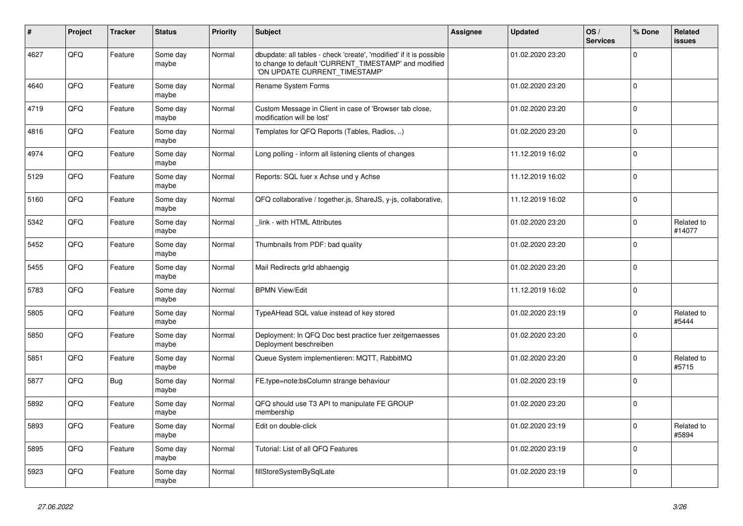| # | Project | Tracker | Status | Priority | Subject | Assignee | Updated | OS / Services | % Done | Related issues |
|---|---|---|---|---|---|---|---|---|---|---|
| 4627 | QFQ | Feature | Some day maybe | Normal | dbupdate: all tables - check 'create', 'modified' if it is possible to change to default 'CURRENT_TIMESTAMP' and modified 'ON UPDATE CURRENT_TIMESTAMP' | | 01.02.2020 23:20 | | 0 | |
| 4640 | QFQ | Feature | Some day maybe | Normal | Rename System Forms | | 01.02.2020 23:20 | | 0 | |
| 4719 | QFQ | Feature | Some day maybe | Normal | Custom Message in Client in case of 'Browser tab close, modification will be lost' | | 01.02.2020 23:20 | | 0 | |
| 4816 | QFQ | Feature | Some day maybe | Normal | Templates for QFQ Reports (Tables, Radios, ..) | | 01.02.2020 23:20 | | 0 | |
| 4974 | QFQ | Feature | Some day maybe | Normal | Long polling - inform all listening clients of changes | | 11.12.2019 16:02 | | 0 | |
| 5129 | QFQ | Feature | Some day maybe | Normal | Reports: SQL fuer x Achse und y Achse | | 11.12.2019 16:02 | | 0 | |
| 5160 | QFQ | Feature | Some day maybe | Normal | QFQ collaborative / together.js, ShareJS, y-js, collaborative, | | 11.12.2019 16:02 | | 0 | |
| 5342 | QFQ | Feature | Some day maybe | Normal | _link - with HTML Attributes | | 01.02.2020 23:20 | | 0 | Related to #14077 |
| 5452 | QFQ | Feature | Some day maybe | Normal | Thumbnails from PDF: bad quality | | 01.02.2020 23:20 | | 0 | |
| 5455 | QFQ | Feature | Some day maybe | Normal | Mail Redirects grId abhaengig | | 01.02.2020 23:20 | | 0 | |
| 5783 | QFQ | Feature | Some day maybe | Normal | BPMN View/Edit | | 11.12.2019 16:02 | | 0 | |
| 5805 | QFQ | Feature | Some day maybe | Normal | TypeAHead SQL value instead of key stored | | 01.02.2020 23:19 | | 0 | Related to #5444 |
| 5850 | QFQ | Feature | Some day maybe | Normal | Deployment: In QFQ Doc best practice fuer zeitgemaesses Deployment beschreiben | | 01.02.2020 23:20 | | 0 | |
| 5851 | QFQ | Feature | Some day maybe | Normal | Queue System implementieren: MQTT, RabbitMQ | | 01.02.2020 23:20 | | 0 | Related to #5715 |
| 5877 | QFQ | Bug | Some day maybe | Normal | FE.type=note:bsColumn strange behaviour | | 01.02.2020 23:19 | | 0 | |
| 5892 | QFQ | Feature | Some day maybe | Normal | QFQ should use T3 API to manipulate FE GROUP membership | | 01.02.2020 23:20 | | 0 | |
| 5893 | QFQ | Feature | Some day maybe | Normal | Edit on double-click | | 01.02.2020 23:19 | | 0 | Related to #5894 |
| 5895 | QFQ | Feature | Some day maybe | Normal | Tutorial: List of all QFQ Features | | 01.02.2020 23:19 | | 0 | |
| 5923 | QFQ | Feature | Some day maybe | Normal | fillStoreSystemBySqlLate | | 01.02.2020 23:19 | | 0 | |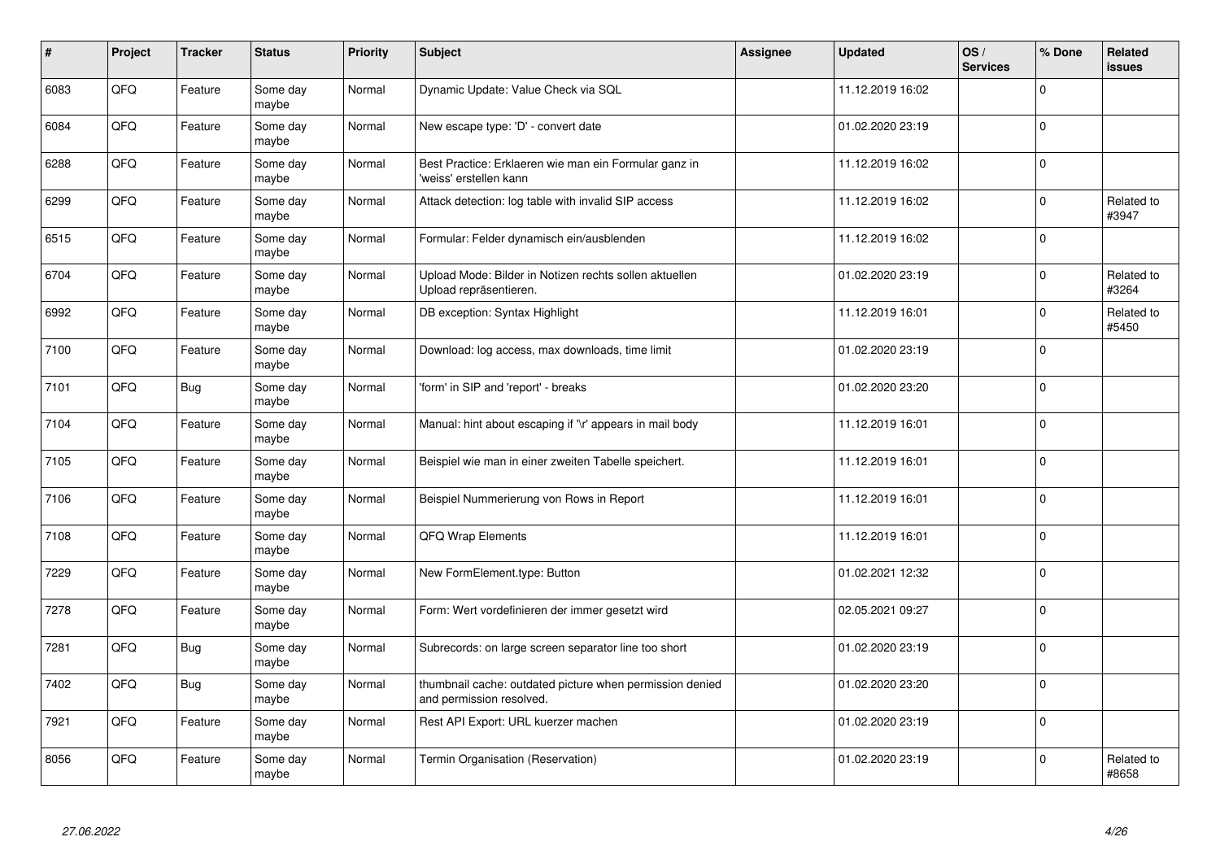| # | Project | Tracker | Status | Priority | Subject | Assignee | Updated | OS / Services | % Done | Related issues |
|---|---|---|---|---|---|---|---|---|---|---|
| 6083 | QFQ | Feature | Some day maybe | Normal | Dynamic Update: Value Check via SQL | | 11.12.2019 16:02 | | 0 | |
| 6084 | QFQ | Feature | Some day maybe | Normal | New escape type: 'D' - convert date | | 01.02.2020 23:19 | | 0 | |
| 6288 | QFQ | Feature | Some day maybe | Normal | Best Practice: Erklaeren wie man ein Formular ganz in 'weiss' erstellen kann | | 11.12.2019 16:02 | | 0 | |
| 6299 | QFQ | Feature | Some day maybe | Normal | Attack detection: log table with invalid SIP access | | 11.12.2019 16:02 | | 0 | Related to #3947 |
| 6515 | QFQ | Feature | Some day maybe | Normal | Formular: Felder dynamisch ein/ausblenden | | 11.12.2019 16:02 | | 0 | |
| 6704 | QFQ | Feature | Some day maybe | Normal | Upload Mode: Bilder in Notizen rechts sollen aktuellen Upload repräsentieren. | | 01.02.2020 23:19 | | 0 | Related to #3264 |
| 6992 | QFQ | Feature | Some day maybe | Normal | DB exception: Syntax Highlight | | 11.12.2019 16:01 | | 0 | Related to #5450 |
| 7100 | QFQ | Feature | Some day maybe | Normal | Download: log access, max downloads, time limit | | 01.02.2020 23:19 | | 0 | |
| 7101 | QFQ | Bug | Some day maybe | Normal | 'form' in SIP and 'report' - breaks | | 01.02.2020 23:20 | | 0 | |
| 7104 | QFQ | Feature | Some day maybe | Normal | Manual: hint about escaping if '\r' appears in mail body | | 11.12.2019 16:01 | | 0 | |
| 7105 | QFQ | Feature | Some day maybe | Normal | Beispiel wie man in einer zweiten Tabelle speichert. | | 11.12.2019 16:01 | | 0 | |
| 7106 | QFQ | Feature | Some day maybe | Normal | Beispiel Nummerierung von Rows in Report | | 11.12.2019 16:01 | | 0 | |
| 7108 | QFQ | Feature | Some day maybe | Normal | QFQ Wrap Elements | | 11.12.2019 16:01 | | 0 | |
| 7229 | QFQ | Feature | Some day maybe | Normal | New FormElement.type: Button | | 01.02.2021 12:32 | | 0 | |
| 7278 | QFQ | Feature | Some day maybe | Normal | Form: Wert vordefinieren der immer gesetzt wird | | 02.05.2021 09:27 | | 0 | |
| 7281 | QFQ | Bug | Some day maybe | Normal | Subrecords: on large screen separator line too short | | 01.02.2020 23:19 | | 0 | |
| 7402 | QFQ | Bug | Some day maybe | Normal | thumbnail cache: outdated picture when permission denied and permission resolved. | | 01.02.2020 23:20 | | 0 | |
| 7921 | QFQ | Feature | Some day maybe | Normal | Rest API Export: URL kuerzer machen | | 01.02.2020 23:19 | | 0 | |
| 8056 | QFQ | Feature | Some day maybe | Normal | Termin Organisation (Reservation) | | 01.02.2020 23:19 | | 0 | Related to #8658 |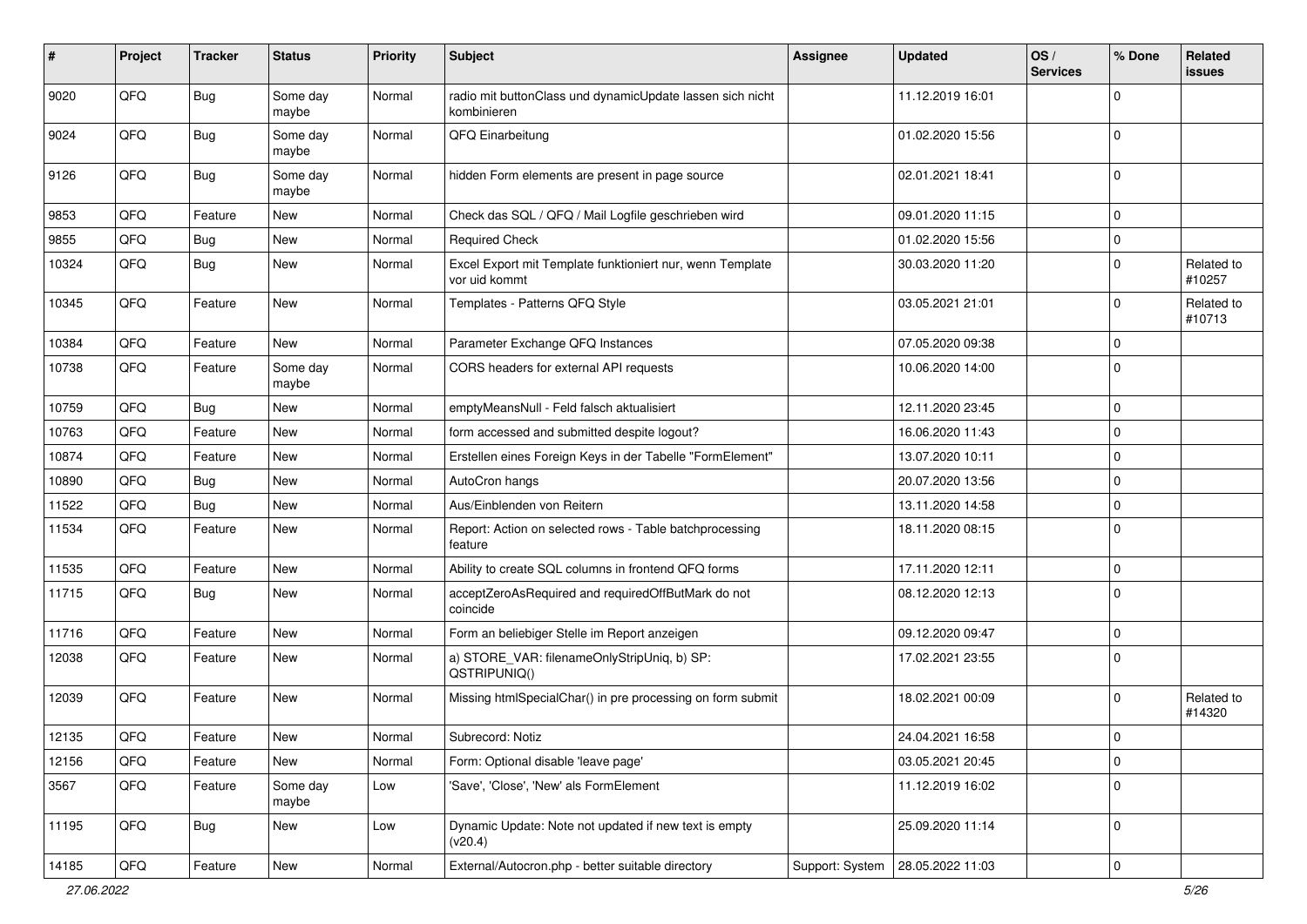| # | Project | Tracker | Status | Priority | Subject | Assignee | Updated | OS / Services | % Done | Related issues |
|---|---|---|---|---|---|---|---|---|---|---|
| 9020 | QFQ | Bug | Some day maybe | Normal | radio mit buttonClass und dynamicUpdate lassen sich nicht kombinieren | | 11.12.2019 16:01 | | 0 | |
| 9024 | QFQ | Bug | Some day maybe | Normal | QFQ Einarbeitung | | 01.02.2020 15:56 | | 0 | |
| 9126 | QFQ | Bug | Some day maybe | Normal | hidden Form elements are present in page source | | 02.01.2021 18:41 | | 0 | |
| 9853 | QFQ | Feature | New | Normal | Check das SQL / QFQ / Mail Logfile geschrieben wird | | 09.01.2020 11:15 | | 0 | |
| 9855 | QFQ | Bug | New | Normal | Required Check | | 01.02.2020 15:56 | | 0 | |
| 10324 | QFQ | Bug | New | Normal | Excel Export mit Template funktioniert nur, wenn Template vor uid kommt | | 30.03.2020 11:20 | | 0 | Related to #10257 |
| 10345 | QFQ | Feature | New | Normal | Templates - Patterns QFQ Style | | 03.05.2021 21:01 | | 0 | Related to #10713 |
| 10384 | QFQ | Feature | New | Normal | Parameter Exchange QFQ Instances | | 07.05.2020 09:38 | | 0 | |
| 10738 | QFQ | Feature | Some day maybe | Normal | CORS headers for external API requests | | 10.06.2020 14:00 | | 0 | |
| 10759 | QFQ | Bug | New | Normal | emptyMeansNull - Feld falsch aktualisiert | | 12.11.2020 23:45 | | 0 | |
| 10763 | QFQ | Feature | New | Normal | form accessed and submitted despite logout? | | 16.06.2020 11:43 | | 0 | |
| 10874 | QFQ | Feature | New | Normal | Erstellen eines Foreign Keys in der Tabelle "FormElement" | | 13.07.2020 10:11 | | 0 | |
| 10890 | QFQ | Bug | New | Normal | AutoCron hangs | | 20.07.2020 13:56 | | 0 | |
| 11522 | QFQ | Bug | New | Normal | Aus/Einblenden von Reitern | | 13.11.2020 14:58 | | 0 | |
| 11534 | QFQ | Feature | New | Normal | Report: Action on selected rows - Table batchprocessing feature | | 18.11.2020 08:15 | | 0 | |
| 11535 | QFQ | Feature | New | Normal | Ability to create SQL columns in frontend QFQ forms | | 17.11.2020 12:11 | | 0 | |
| 11715 | QFQ | Bug | New | Normal | acceptZeroAsRequired and requiredOffButMark do not coincide | | 08.12.2020 12:13 | | 0 | |
| 11716 | QFQ | Feature | New | Normal | Form an beliebiger Stelle im Report anzeigen | | 09.12.2020 09:47 | | 0 | |
| 12038 | QFQ | Feature | New | Normal | a) STORE_VAR: filenameOnlyStripUniq, b) SP: QSTRIPUNIQ() | | 17.02.2021 23:55 | | 0 | |
| 12039 | QFQ | Feature | New | Normal | Missing htmlSpecialChar() in pre processing on form submit | | 18.02.2021 00:09 | | 0 | Related to #14320 |
| 12135 | QFQ | Feature | New | Normal | Subrecord: Notiz | | 24.04.2021 16:58 | | 0 | |
| 12156 | QFQ | Feature | New | Normal | Form: Optional disable 'leave page' | | 03.05.2021 20:45 | | 0 | |
| 3567 | QFQ | Feature | Some day maybe | Low | 'Save', 'Close', 'New' als FormElement | | 11.12.2019 16:02 | | 0 | |
| 11195 | QFQ | Bug | New | Low | Dynamic Update: Note not updated if new text is empty (v20.4) | | 25.09.2020 11:14 | | 0 | |
| 14185 | QFQ | Feature | New | Normal | External/Autocron.php - better suitable directory | Support: System | 28.05.2022 11:03 | | 0 | |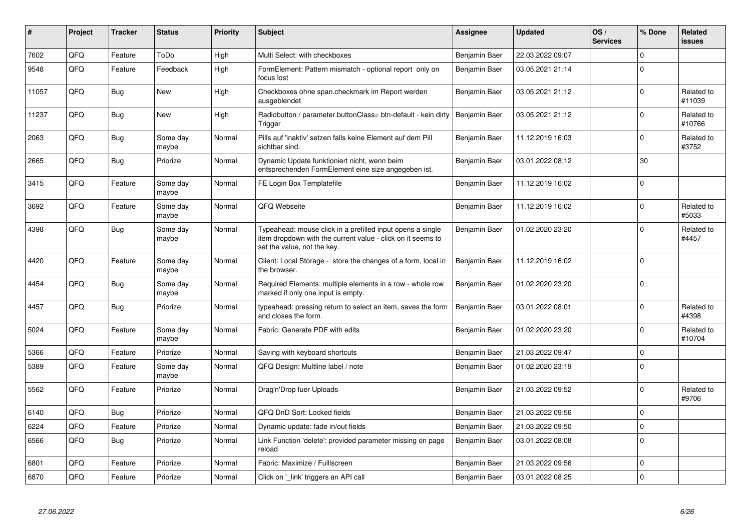| # | Project | Tracker | Status | Priority | Subject | Assignee | Updated | OS / Services | % Done | Related issues |
|---|---|---|---|---|---|---|---|---|---|---|
| 7602 | QFQ | Feature | ToDo | High | Multi Select: with checkboxes | Benjamin Baer | 22.03.2022 09:07 | | 0 | |
| 9548 | QFQ | Feature | Feedback | High | FormElement: Pattern mismatch - optional report only on focus lost | Benjamin Baer | 03.05.2021 21:14 | | 0 | |
| 11057 | QFQ | Bug | New | High | Checkboxes ohne span.checkmark im Report werden ausgeblendet | Benjamin Baer | 03.05.2021 21:12 | | 0 | Related to #11039 |
| 11237 | QFQ | Bug | New | High | Radiobutton / parameter.buttonClass= btn-default - kein dirty Trigger | Benjamin Baer | 03.05.2021 21:12 | | 0 | Related to #10766 |
| 2063 | QFQ | Bug | Some day maybe | Normal | Pills auf 'inaktiv' setzen falls keine Element auf dem Pill sichtbar sind. | Benjamin Baer | 11.12.2019 16:03 | | 0 | Related to #3752 |
| 2665 | QFQ | Bug | Priorize | Normal | Dynamic Update funktioniert nicht, wenn beim entsprechenden FormElement eine size angegeben ist. | Benjamin Baer | 03.01.2022 08:12 | | 30 | |
| 3415 | QFQ | Feature | Some day maybe | Normal | FE Login Box Templatefile | Benjamin Baer | 11.12.2019 16:02 | | 0 | |
| 3692 | QFQ | Feature | Some day maybe | Normal | QFQ Webseite | Benjamin Baer | 11.12.2019 16:02 | | 0 | Related to #5033 |
| 4398 | QFQ | Bug | Some day maybe | Normal | Typeahead: mouse click in a prefilled input opens a single item dropdown with the current value - click on it seems to set the value, not the key. | Benjamin Baer | 01.02.2020 23:20 | | 0 | Related to #4457 |
| 4420 | QFQ | Feature | Some day maybe | Normal | Client: Local Storage - store the changes of a form, local in the browser. | Benjamin Baer | 11.12.2019 16:02 | | 0 | |
| 4454 | QFQ | Bug | Some day maybe | Normal | Required Elements: multiple elements in a row - whole row marked if only one input is empty. | Benjamin Baer | 01.02.2020 23:20 | | 0 | |
| 4457 | QFQ | Bug | Priorize | Normal | typeahead: pressing return to select an item, saves the form and closes the form. | Benjamin Baer | 03.01.2022 08:01 | | 0 | Related to #4398 |
| 5024 | QFQ | Feature | Some day maybe | Normal | Fabric: Generate PDF with edits | Benjamin Baer | 01.02.2020 23:20 | | 0 | Related to #10704 |
| 5366 | QFQ | Feature | Priorize | Normal | Saving with keyboard shortcuts | Benjamin Baer | 21.03.2022 09:47 | | 0 | |
| 5389 | QFQ | Feature | Some day maybe | Normal | QFQ Design: Multline label / note | Benjamin Baer | 01.02.2020 23:19 | | 0 | |
| 5562 | QFQ | Feature | Priorize | Normal | Drag'n'Drop fuer Uploads | Benjamin Baer | 21.03.2022 09:52 | | 0 | Related to #9706 |
| 6140 | QFQ | Bug | Priorize | Normal | QFQ DnD Sort: Locked fields | Benjamin Baer | 21.03.2022 09:56 | | 0 | |
| 6224 | QFQ | Feature | Priorize | Normal | Dynamic update: fade in/out fields | Benjamin Baer | 21.03.2022 09:50 | | 0 | |
| 6566 | QFQ | Bug | Priorize | Normal | Link Function 'delete': provided parameter missing on page reload | Benjamin Baer | 03.01.2022 08:08 | | 0 | |
| 6801 | QFQ | Feature | Priorize | Normal | Fabric: Maximize / Fulllscreen | Benjamin Baer | 21.03.2022 09:56 | | 0 | |
| 6870 | QFQ | Feature | Priorize | Normal | Click on '_link' triggers an API call | Benjamin Baer | 03.01.2022 08:25 | | 0 | |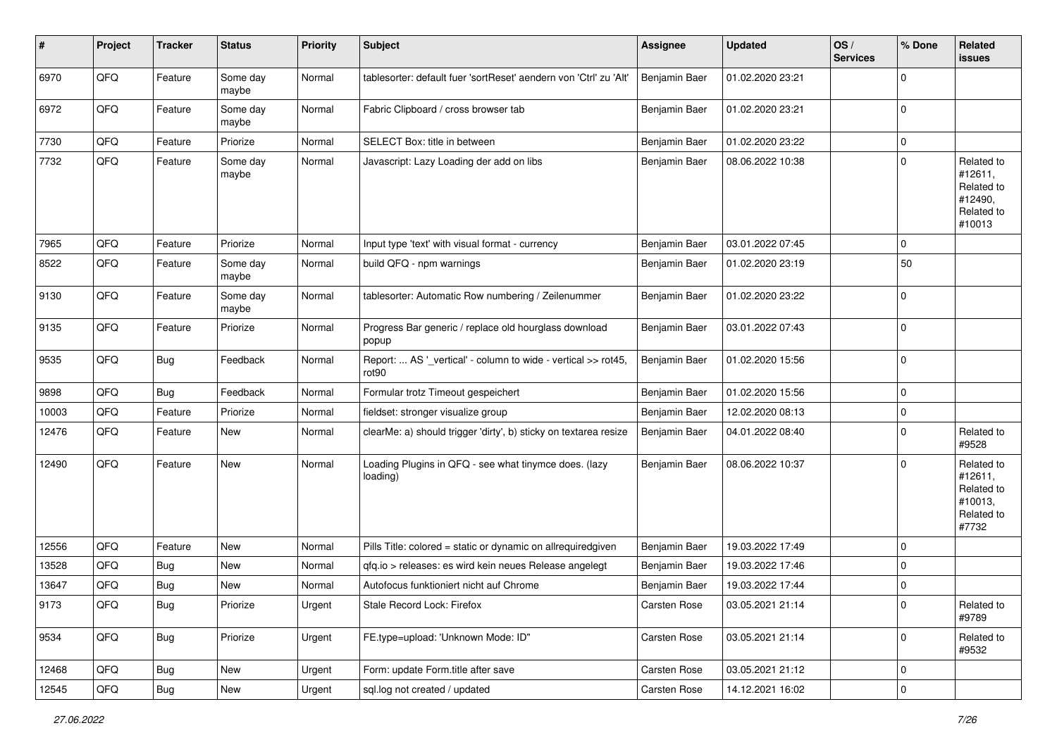| # | Project | Tracker | Status | Priority | Subject | Assignee | Updated | OS / Services | % Done | Related issues |
|---|---|---|---|---|---|---|---|---|---|---|
| 6970 | QFQ | Feature | Some day maybe | Normal | tablesorter: default fuer 'sortReset' aendern von 'Ctrl' zu 'Alt' | Benjamin Baer | 01.02.2020 23:21 | | 0 | |
| 6972 | QFQ | Feature | Some day maybe | Normal | Fabric Clipboard / cross browser tab | Benjamin Baer | 01.02.2020 23:21 | | 0 | |
| 7730 | QFQ | Feature | Priorize | Normal | SELECT Box: title in between | Benjamin Baer | 01.02.2020 23:22 | | 0 | |
| 7732 | QFQ | Feature | Some day maybe | Normal | Javascript: Lazy Loading der add on libs | Benjamin Baer | 08.06.2022 10:38 | | 0 | Related to #12611, Related to #12490, Related to #10013 |
| 7965 | QFQ | Feature | Priorize | Normal | Input type 'text' with visual format - currency | Benjamin Baer | 03.01.2022 07:45 | | 0 | |
| 8522 | QFQ | Feature | Some day maybe | Normal | build QFQ - npm warnings | Benjamin Baer | 01.02.2020 23:19 | | 50 | |
| 9130 | QFQ | Feature | Some day maybe | Normal | tablesorter: Automatic Row numbering / Zeilenummer | Benjamin Baer | 01.02.2020 23:22 | | 0 | |
| 9135 | QFQ | Feature | Priorize | Normal | Progress Bar generic / replace old hourglass download popup | Benjamin Baer | 03.01.2022 07:43 | | 0 | |
| 9535 | QFQ | Bug | Feedback | Normal | Report: ... AS '_vertical' - column to wide - vertical >> rot45, rot90 | Benjamin Baer | 01.02.2020 15:56 | | 0 | |
| 9898 | QFQ | Bug | Feedback | Normal | Formular trotz Timeout gespeichert | Benjamin Baer | 01.02.2020 15:56 | | 0 | |
| 10003 | QFQ | Feature | Priorize | Normal | fieldset: stronger visualize group | Benjamin Baer | 12.02.2020 08:13 | | 0 | |
| 12476 | QFQ | Feature | New | Normal | clearMe: a) should trigger 'dirty', b) sticky on textarea resize | Benjamin Baer | 04.01.2022 08:40 | | 0 | Related to #9528 |
| 12490 | QFQ | Feature | New | Normal | Loading Plugins in QFQ - see what tinymce does. (lazy loading) | Benjamin Baer | 08.06.2022 10:37 | | 0 | Related to #12611, Related to #10013, Related to #7732 |
| 12556 | QFQ | Feature | New | Normal | Pills Title: colored = static or dynamic on allrequiredgiven | Benjamin Baer | 19.03.2022 17:49 | | 0 | |
| 13528 | QFQ | Bug | New | Normal | qfq.io > releases: es wird kein neues Release angelegt | Benjamin Baer | 19.03.2022 17:46 | | 0 | |
| 13647 | QFQ | Bug | New | Normal | Autofocus funktioniert nicht auf Chrome | Benjamin Baer | 19.03.2022 17:44 | | 0 | |
| 9173 | QFQ | Bug | Priorize | Urgent | Stale Record Lock: Firefox | Carsten Rose | 03.05.2021 21:14 | | 0 | Related to #9789 |
| 9534 | QFQ | Bug | Priorize | Urgent | FE.type=upload: 'Unknown Mode: ID" | Carsten Rose | 03.05.2021 21:14 | | 0 | Related to #9532 |
| 12468 | QFQ | Bug | New | Urgent | Form: update Form.title after save | Carsten Rose | 03.05.2021 21:12 | | 0 | |
| 12545 | QFQ | Bug | New | Urgent | sql.log not created / updated | Carsten Rose | 14.12.2021 16:02 | | 0 | |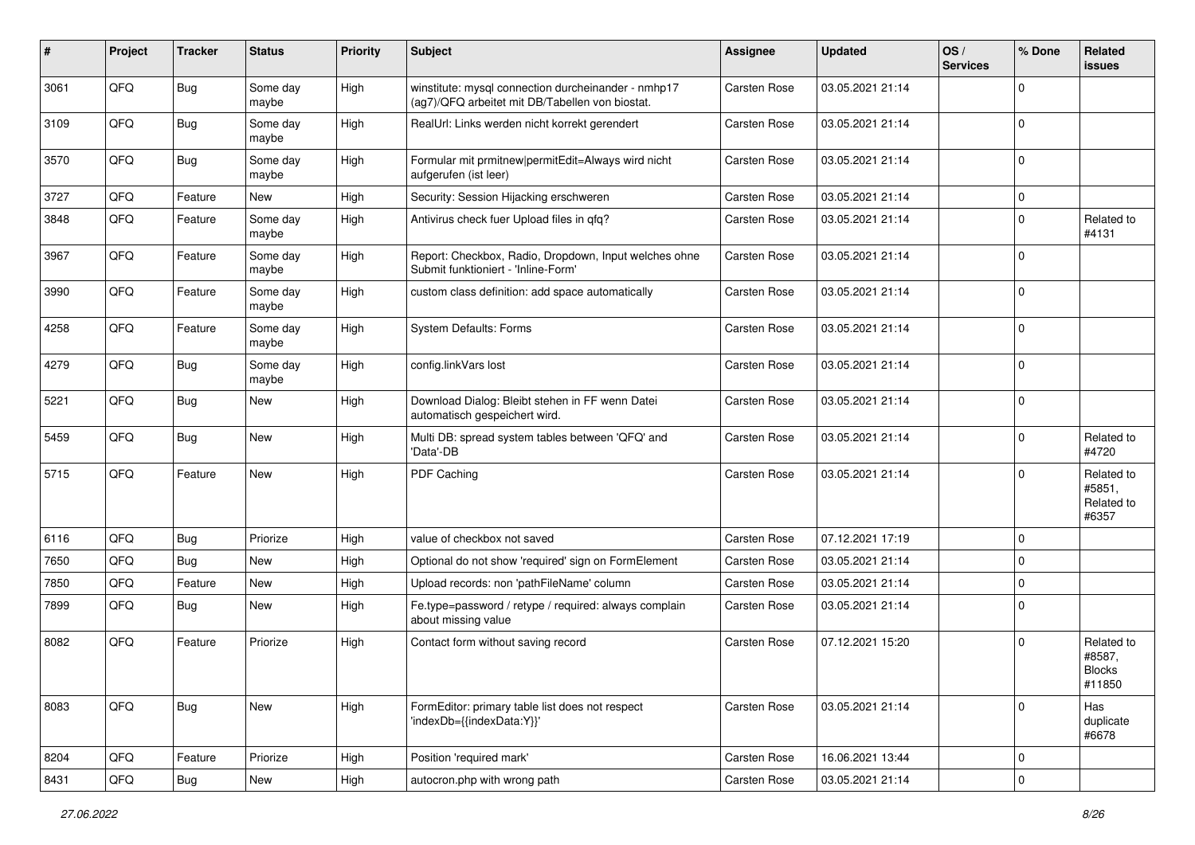| # | Project | Tracker | Status | Priority | Subject | Assignee | Updated | OS / Services | % Done | Related issues |
|---|---|---|---|---|---|---|---|---|---|---|
| 3061 | QFQ | Bug | Some day maybe | High | winstitute: mysql connection durcheinander - nmhp17 (ag7)/QFQ arbeitet mit DB/Tabellen von biostat. | Carsten Rose | 03.05.2021 21:14 | | 0 | |
| 3109 | QFQ | Bug | Some day maybe | High | RealUrl: Links werden nicht korrekt gerendert | Carsten Rose | 03.05.2021 21:14 | | 0 | |
| 3570 | QFQ | Bug | Some day maybe | High | Formular mit prmitnew\|permitEdit=Always wird nicht aufgerufen (ist leer) | Carsten Rose | 03.05.2021 21:14 | | 0 | |
| 3727 | QFQ | Feature | New | High | Security: Session Hijacking erschweren | Carsten Rose | 03.05.2021 21:14 | | 0 | |
| 3848 | QFQ | Feature | Some day maybe | High | Antivirus check fuer Upload files in qfq? | Carsten Rose | 03.05.2021 21:14 | | 0 | Related to #4131 |
| 3967 | QFQ | Feature | Some day maybe | High | Report: Checkbox, Radio, Dropdown, Input welches ohne Submit funktioniert - 'Inline-Form' | Carsten Rose | 03.05.2021 21:14 | | 0 | |
| 3990 | QFQ | Feature | Some day maybe | High | custom class definition: add space automatically | Carsten Rose | 03.05.2021 21:14 | | 0 | |
| 4258 | QFQ | Feature | Some day maybe | High | System Defaults: Forms | Carsten Rose | 03.05.2021 21:14 | | 0 | |
| 4279 | QFQ | Bug | Some day maybe | High | config.linkVars lost | Carsten Rose | 03.05.2021 21:14 | | 0 | |
| 5221 | QFQ | Bug | New | High | Download Dialog: Bleibt stehen in FF wenn Datei automatisch gespeichert wird. | Carsten Rose | 03.05.2021 21:14 | | 0 | |
| 5459 | QFQ | Bug | New | High | Multi DB: spread system tables between 'QFQ' and 'Data'-DB | Carsten Rose | 03.05.2021 21:14 | | 0 | Related to #4720 |
| 5715 | QFQ | Feature | New | High | PDF Caching | Carsten Rose | 03.05.2021 21:14 | | 0 | Related to #5851, Related to #6357 |
| 6116 | QFQ | Bug | Priorize | High | value of checkbox not saved | Carsten Rose | 07.12.2021 17:19 | | 0 | |
| 7650 | QFQ | Bug | New | High | Optional do not show 'required' sign on FormElement | Carsten Rose | 03.05.2021 21:14 | | 0 | |
| 7850 | QFQ | Feature | New | High | Upload records: non 'pathFileName' column | Carsten Rose | 03.05.2021 21:14 | | 0 | |
| 7899 | QFQ | Bug | New | High | Fe.type=password / retype / required: always complain about missing value | Carsten Rose | 03.05.2021 21:14 | | 0 | |
| 8082 | QFQ | Feature | Priorize | High | Contact form without saving record | Carsten Rose | 07.12.2021 15:20 | | 0 | Related to #8587, Blocks #11850 |
| 8083 | QFQ | Bug | New | High | FormEditor: primary table list does not respect 'indexDb={{indexData:Y}}' | Carsten Rose | 03.05.2021 21:14 | | 0 | Has duplicate #6678 |
| 8204 | QFQ | Feature | Priorize | High | Position 'required mark' | Carsten Rose | 16.06.2021 13:44 | | 0 | |
| 8431 | QFQ | Bug | New | High | autocron.php with wrong path | Carsten Rose | 03.05.2021 21:14 | | 0 | |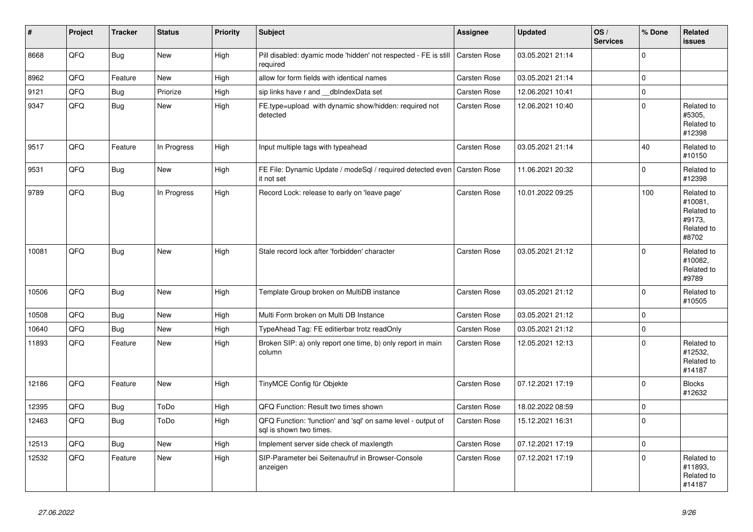| # | Project | Tracker | Status | Priority | Subject | Assignee | Updated | OS / Services | % Done | Related issues |
|---|---|---|---|---|---|---|---|---|---|---|
| 8668 | QFQ | Bug | New | High | Pill disabled: dyamic mode 'hidden' not respected - FE is still required | Carsten Rose | 03.05.2021 21:14 | | 0 | |
| 8962 | QFQ | Feature | New | High | allow for form fields with identical names | Carsten Rose | 03.05.2021 21:14 | | 0 | |
| 9121 | QFQ | Bug | Priorize | High | sip links have r and __dbIndexData set | Carsten Rose | 12.06.2021 10:41 | | 0 | |
| 9347 | QFQ | Bug | New | High | FE.type=upload with dynamic show/hidden: required not detected | Carsten Rose | 12.06.2021 10:40 | | 0 | Related to #5305, Related to #12398 |
| 9517 | QFQ | Feature | In Progress | High | Input multiple tags with typeahead | Carsten Rose | 03.05.2021 21:14 | | 40 | Related to #10150 |
| 9531 | QFQ | Bug | New | High | FE File: Dynamic Update / modeSql / required detected even it not set | Carsten Rose | 11.06.2021 20:32 | | 0 | Related to #12398 |
| 9789 | QFQ | Bug | In Progress | High | Record Lock: release to early on 'leave page' | Carsten Rose | 10.01.2022 09:25 | | 100 | Related to #10081, Related to #9173, Related to #8702 |
| 10081 | QFQ | Bug | New | High | Stale record lock after 'forbidden' character | Carsten Rose | 03.05.2021 21:12 | | 0 | Related to #10082, Related to #9789 |
| 10506 | QFQ | Bug | New | High | Template Group broken on MultiDB instance | Carsten Rose | 03.05.2021 21:12 | | 0 | Related to #10505 |
| 10508 | QFQ | Bug | New | High | Multi Form broken on Multi DB Instance | Carsten Rose | 03.05.2021 21:12 | | 0 | |
| 10640 | QFQ | Bug | New | High | TypeAhead Tag: FE editierbar trotz readOnly | Carsten Rose | 03.05.2021 21:12 | | 0 | |
| 11893 | QFQ | Feature | New | High | Broken SIP: a) only report one time, b) only report in main column | Carsten Rose | 12.05.2021 12:13 | | 0 | Related to #12532, Related to #14187 |
| 12186 | QFQ | Feature | New | High | TinyMCE Config für Objekte | Carsten Rose | 07.12.2021 17:19 | | 0 | Blocks #12632 |
| 12395 | QFQ | Bug | ToDo | High | QFQ Function: Result two times shown | Carsten Rose | 18.02.2022 08:59 | | 0 | |
| 12463 | QFQ | Bug | ToDo | High | QFQ Function: 'function' and 'sql' on same level - output of sql is shown two times. | Carsten Rose | 15.12.2021 16:31 | | 0 | |
| 12513 | QFQ | Bug | New | High | Implement server side check of maxlength | Carsten Rose | 07.12.2021 17:19 | | 0 | |
| 12532 | QFQ | Feature | New | High | SIP-Parameter bei Seitenaufruf in Browser-Console anzeigen | Carsten Rose | 07.12.2021 17:19 | | 0 | Related to #11893, Related to #14187 |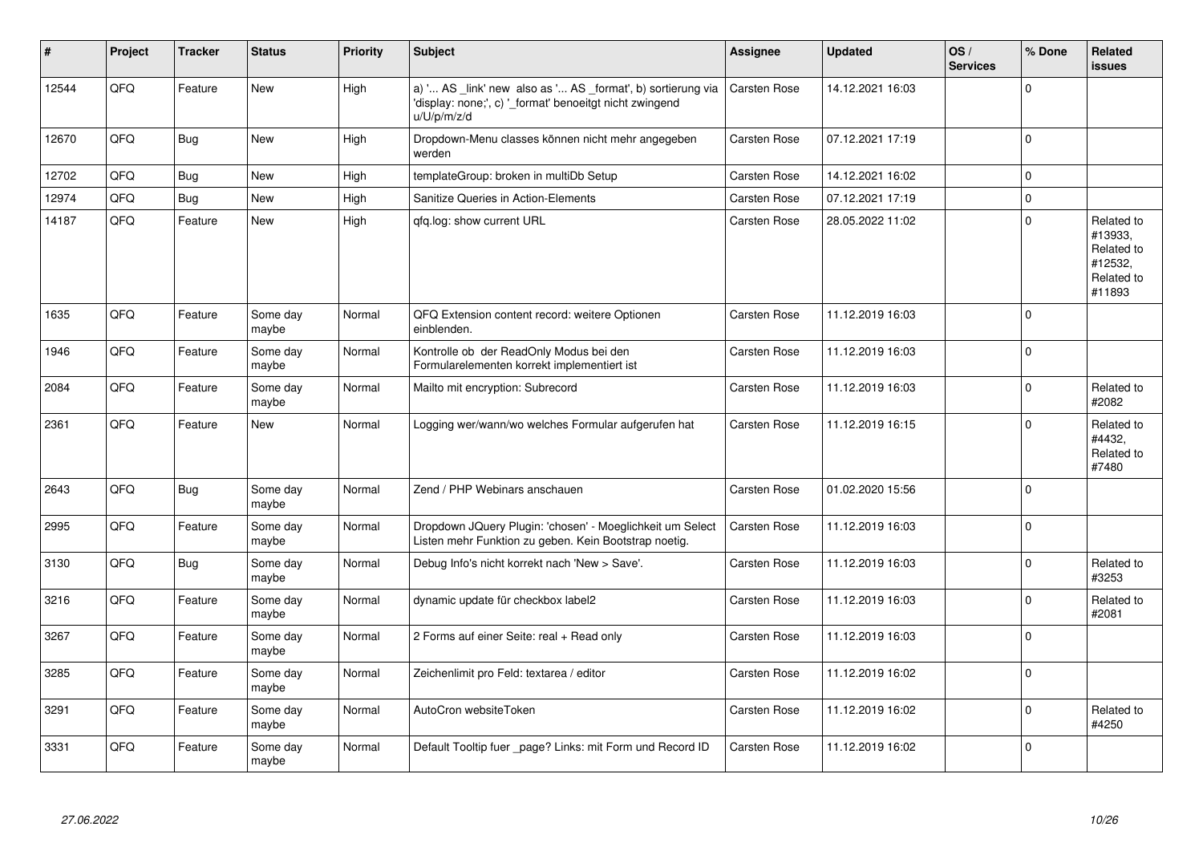| # | Project | Tracker | Status | Priority | Subject | Assignee | Updated | OS / Services | % Done | Related issues |
|---|---|---|---|---|---|---|---|---|---|---|
| 12544 | QFQ | Feature | New | High | a) '... AS _link' new also as '... AS _format', b) sortierung via 'display: none;', c) '_format' benoeitgt nicht zwingend u/U/p/m/z/d | Carsten Rose | 14.12.2021 16:03 | | 0 | |
| 12670 | QFQ | Bug | New | High | Dropdown-Menu classes können nicht mehr angegeben werden | Carsten Rose | 07.12.2021 17:19 | | 0 | |
| 12702 | QFQ | Bug | New | High | templateGroup: broken in multiDb Setup | Carsten Rose | 14.12.2021 16:02 | | 0 | |
| 12974 | QFQ | Bug | New | High | Sanitize Queries in Action-Elements | Carsten Rose | 07.12.2021 17:19 | | 0 | |
| 14187 | QFQ | Feature | New | High | qfq.log: show current URL | Carsten Rose | 28.05.2022 11:02 | | 0 | Related to #13933, Related to #12532, Related to #11893 |
| 1635 | QFQ | Feature | Some day maybe | Normal | QFQ Extension content record: weitere Optionen einblenden. | Carsten Rose | 11.12.2019 16:03 | | 0 | |
| 1946 | QFQ | Feature | Some day maybe | Normal | Kontrolle ob der ReadOnly Modus bei den Formularelementen korrekt implementiert ist | Carsten Rose | 11.12.2019 16:03 | | 0 | |
| 2084 | QFQ | Feature | Some day maybe | Normal | Mailto mit encryption: Subrecord | Carsten Rose | 11.12.2019 16:03 | | 0 | Related to #2082 |
| 2361 | QFQ | Feature | New | Normal | Logging wer/wann/wo welches Formular aufgerufen hat | Carsten Rose | 11.12.2019 16:15 | | 0 | Related to #4432, Related to #7480 |
| 2643 | QFQ | Bug | Some day maybe | Normal | Zend / PHP Webinars anschauen | Carsten Rose | 01.02.2020 15:56 | | 0 | |
| 2995 | QFQ | Feature | Some day maybe | Normal | Dropdown JQuery Plugin: 'chosen' - Moeglichkeit um Select Listen mehr Funktion zu geben. Kein Bootstrap noetig. | Carsten Rose | 11.12.2019 16:03 | | 0 | |
| 3130 | QFQ | Bug | Some day maybe | Normal | Debug Info's nicht korrekt nach 'New > Save'. | Carsten Rose | 11.12.2019 16:03 | | 0 | Related to #3253 |
| 3216 | QFQ | Feature | Some day maybe | Normal | dynamic update für checkbox label2 | Carsten Rose | 11.12.2019 16:03 | | 0 | Related to #2081 |
| 3267 | QFQ | Feature | Some day maybe | Normal | 2 Forms auf einer Seite: real + Read only | Carsten Rose | 11.12.2019 16:03 | | 0 | |
| 3285 | QFQ | Feature | Some day maybe | Normal | Zeichenlimit pro Feld: textarea / editor | Carsten Rose | 11.12.2019 16:02 | | 0 | |
| 3291 | QFQ | Feature | Some day maybe | Normal | AutoCron websiteToken | Carsten Rose | 11.12.2019 16:02 | | 0 | Related to #4250 |
| 3331 | QFQ | Feature | Some day maybe | Normal | Default Tooltip fuer _page? Links: mit Form und Record ID | Carsten Rose | 11.12.2019 16:02 | | 0 | |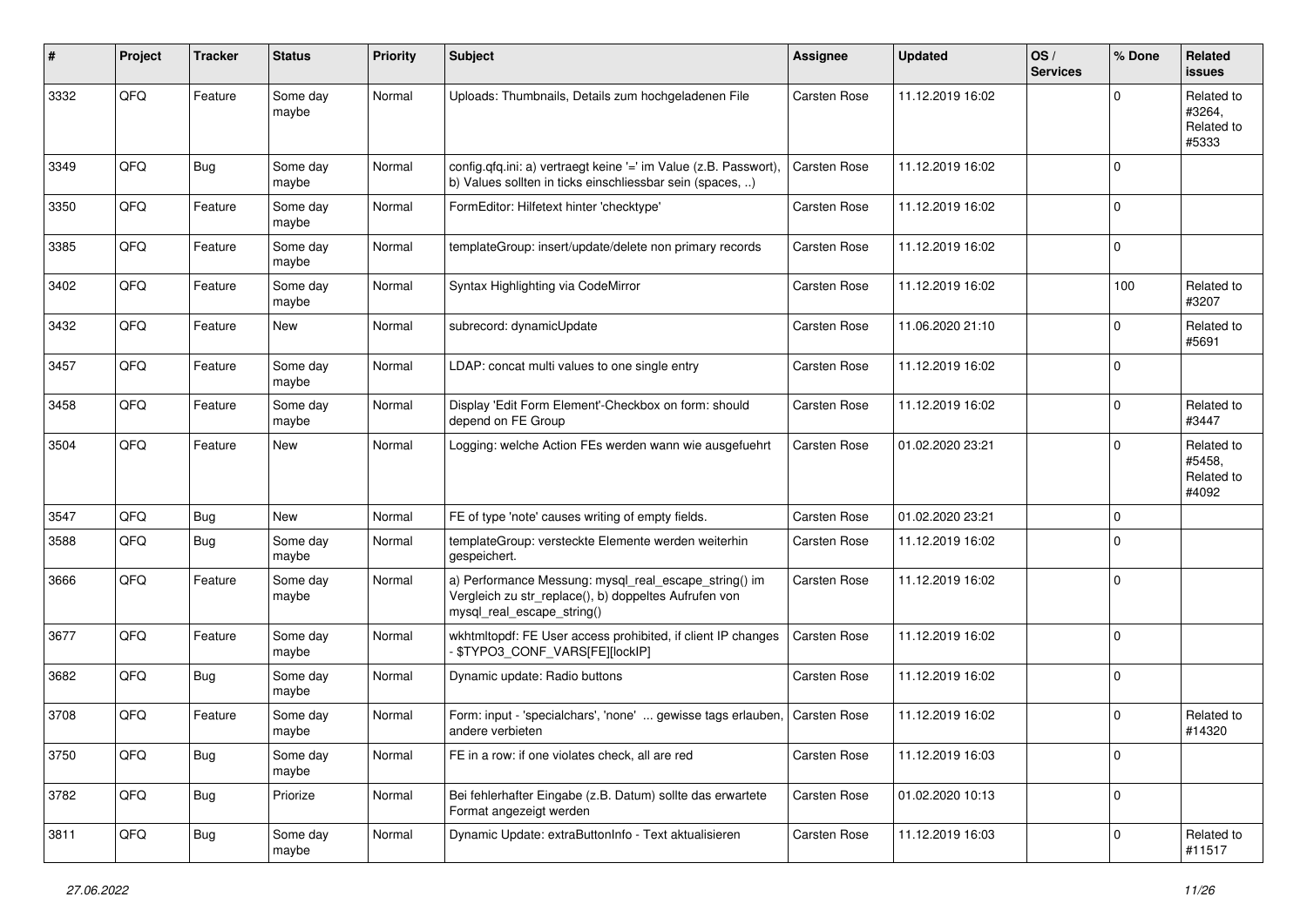| # | Project | Tracker | Status | Priority | Subject | Assignee | Updated | OS / Services | % Done | Related issues |
|---|---|---|---|---|---|---|---|---|---|---|
| 3332 | QFQ | Feature | Some day maybe | Normal | Uploads: Thumbnails, Details zum hochgeladenen File | Carsten Rose | 11.12.2019 16:02 | | 0 | Related to #3264, Related to #5333 |
| 3349 | QFQ | Bug | Some day maybe | Normal | config.qfq.ini: a) vertraegt keine '=' im Value (z.B. Passwort), b) Values sollten in ticks einschliessbar sein (spaces, ..) | Carsten Rose | 11.12.2019 16:02 | | 0 | |
| 3350 | QFQ | Feature | Some day maybe | Normal | FormEditor: Hilfetext hinter 'checktype' | Carsten Rose | 11.12.2019 16:02 | | 0 | |
| 3385 | QFQ | Feature | Some day maybe | Normal | templateGroup: insert/update/delete non primary records | Carsten Rose | 11.12.2019 16:02 | | 0 | |
| 3402 | QFQ | Feature | Some day maybe | Normal | Syntax Highlighting via CodeMirror | Carsten Rose | 11.12.2019 16:02 | | 100 | Related to #3207 |
| 3432 | QFQ | Feature | New | Normal | subrecord: dynamicUpdate | Carsten Rose | 11.06.2020 21:10 | | 0 | Related to #5691 |
| 3457 | QFQ | Feature | Some day maybe | Normal | LDAP: concat multi values to one single entry | Carsten Rose | 11.12.2019 16:02 | | 0 | |
| 3458 | QFQ | Feature | Some day maybe | Normal | Display 'Edit Form Element'-Checkbox on form: should depend on FE Group | Carsten Rose | 11.12.2019 16:02 | | 0 | Related to #3447 |
| 3504 | QFQ | Feature | New | Normal | Logging: welche Action FEs werden wann wie ausgefuehrt | Carsten Rose | 01.02.2020 23:21 | | 0 | Related to #5458, Related to #4092 |
| 3547 | QFQ | Bug | New | Normal | FE of type 'note' causes writing of empty fields. | Carsten Rose | 01.02.2020 23:21 | | 0 | |
| 3588 | QFQ | Bug | Some day maybe | Normal | templateGroup: versteckte Elemente werden weiterhin gespeichert. | Carsten Rose | 11.12.2019 16:02 | | 0 | |
| 3666 | QFQ | Feature | Some day maybe | Normal | a) Performance Messung: mysql_real_escape_string() im Vergleich zu str_replace(), b) doppeltes Aufrufen von mysql_real_escape_string() | Carsten Rose | 11.12.2019 16:02 | | 0 | |
| 3677 | QFQ | Feature | Some day maybe | Normal | wkhtmltopdf: FE User access prohibited, if client IP changes - $TYPO3_CONF_VARS[FE][lockIP] | Carsten Rose | 11.12.2019 16:02 | | 0 | |
| 3682 | QFQ | Bug | Some day maybe | Normal | Dynamic update: Radio buttons | Carsten Rose | 11.12.2019 16:02 | | 0 | |
| 3708 | QFQ | Feature | Some day maybe | Normal | Form: input - 'specialchars', 'none' ... gewisse tags erlauben, andere verbieten | Carsten Rose | 11.12.2019 16:02 | | 0 | Related to #14320 |
| 3750 | QFQ | Bug | Some day maybe | Normal | FE in a row: if one violates check, all are red | Carsten Rose | 11.12.2019 16:03 | | 0 | |
| 3782 | QFQ | Bug | Priorize | Normal | Bei fehlerhafter Eingabe (z.B. Datum) sollte das erwartete Format angezeigt werden | Carsten Rose | 01.02.2020 10:13 | | 0 | |
| 3811 | QFQ | Bug | Some day maybe | Normal | Dynamic Update: extraButtonInfo - Text aktualisieren | Carsten Rose | 11.12.2019 16:03 | | 0 | Related to #11517 |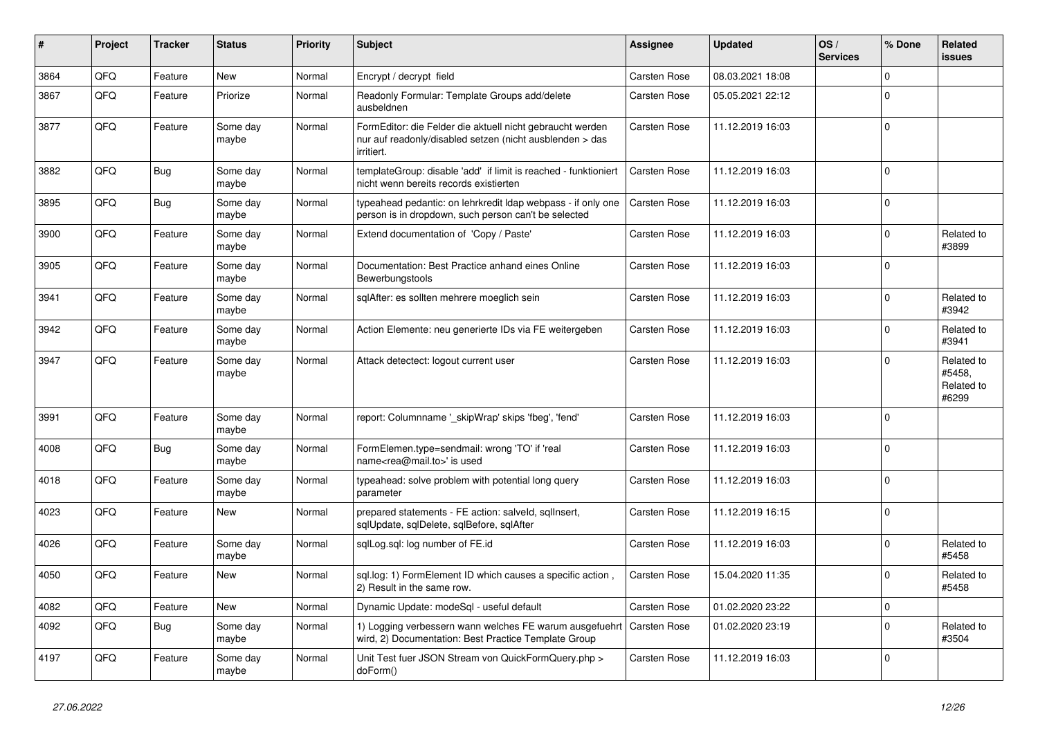| # | Project | Tracker | Status | Priority | Subject | Assignee | Updated | OS / Services | % Done | Related issues |
|---|---|---|---|---|---|---|---|---|---|---|
| 3864 | QFQ | Feature | New | Normal | Encrypt / decrypt field | Carsten Rose | 08.03.2021 18:08 | | 0 | |
| 3867 | QFQ | Feature | Priorize | Normal | Readonly Formular: Template Groups add/delete ausbeldnen | Carsten Rose | 05.05.2021 22:12 | | 0 | |
| 3877 | QFQ | Feature | Some day maybe | Normal | FormEditor: die Felder die aktuell nicht gebraucht werden nur auf readonly/disabled setzen (nicht ausblenden > das irritiert. | Carsten Rose | 11.12.2019 16:03 | | 0 | |
| 3882 | QFQ | Bug | Some day maybe | Normal | templateGroup: disable 'add' if limit is reached - funktioniert nicht wenn bereits records existierten | Carsten Rose | 11.12.2019 16:03 | | 0 | |
| 3895 | QFQ | Bug | Some day maybe | Normal | typeahead pedantic: on lehrkredit ldap webpass - if only one person is in dropdown, such person can't be selected | Carsten Rose | 11.12.2019 16:03 | | 0 | |
| 3900 | QFQ | Feature | Some day maybe | Normal | Extend documentation of 'Copy / Paste' | Carsten Rose | 11.12.2019 16:03 | | 0 | Related to #3899 |
| 3905 | QFQ | Feature | Some day maybe | Normal | Documentation: Best Practice anhand eines Online Bewerbungstools | Carsten Rose | 11.12.2019 16:03 | | 0 | |
| 3941 | QFQ | Feature | Some day maybe | Normal | sqlAfter: es sollten mehrere moeglich sein | Carsten Rose | 11.12.2019 16:03 | | 0 | Related to #3942 |
| 3942 | QFQ | Feature | Some day maybe | Normal | Action Elemente: neu generierte IDs via FE weitergeben | Carsten Rose | 11.12.2019 16:03 | | 0 | Related to #3941 |
| 3947 | QFQ | Feature | Some day maybe | Normal | Attack detectect: logout current user | Carsten Rose | 11.12.2019 16:03 | | 0 | Related to #5458, Related to #6299 |
| 3991 | QFQ | Feature | Some day maybe | Normal | report: Columnname '_skipWrap' skips 'fbeg', 'fend' | Carsten Rose | 11.12.2019 16:03 | | 0 | |
| 4008 | QFQ | Bug | Some day maybe | Normal | FormElemen.type=sendmail: wrong 'TO' if 'real name<rea@mail.to>' is used | Carsten Rose | 11.12.2019 16:03 | | 0 | |
| 4018 | QFQ | Feature | Some day maybe | Normal | typeahead: solve problem with potential long query parameter | Carsten Rose | 11.12.2019 16:03 | | 0 | |
| 4023 | QFQ | Feature | New | Normal | prepared statements - FE action: salveId, sqlInsert, sqlUpdate, sqlDelete, sqlBefore, sqlAfter | Carsten Rose | 11.12.2019 16:15 | | 0 | |
| 4026 | QFQ | Feature | Some day maybe | Normal | sqlLog.sql: log number of FE.id | Carsten Rose | 11.12.2019 16:03 | | 0 | Related to #5458 |
| 4050 | QFQ | Feature | New | Normal | sql.log: 1) FormElement ID which causes a specific action , 2) Result in the same row. | Carsten Rose | 15.04.2020 11:35 | | 0 | Related to #5458 |
| 4082 | QFQ | Feature | New | Normal | Dynamic Update: modeSql - useful default | Carsten Rose | 01.02.2020 23:22 | | 0 | |
| 4092 | QFQ | Bug | Some day maybe | Normal | 1) Logging verbessern wann welches FE warum ausgefuehrt wird, 2) Documentation: Best Practice Template Group | Carsten Rose | 01.02.2020 23:19 | | 0 | Related to #3504 |
| 4197 | QFQ | Feature | Some day maybe | Normal | Unit Test fuer JSON Stream von QuickFormQuery.php > doForm() | Carsten Rose | 11.12.2019 16:03 | | 0 | |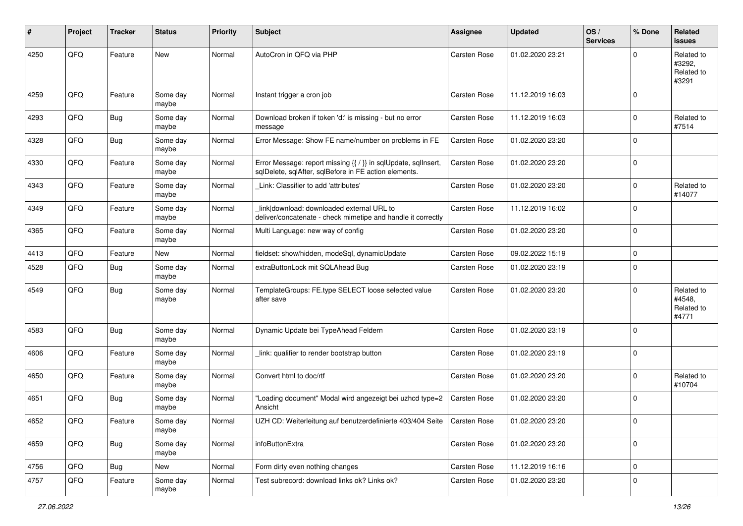| # | Project | Tracker | Status | Priority | Subject | Assignee | Updated | OS / Services | % Done | Related issues |
|---|---|---|---|---|---|---|---|---|---|---|
| 4250 | QFQ | Feature | New | Normal | AutoCron in QFQ via PHP | Carsten Rose | 01.02.2020 23:21 | | 0 | Related to #3292, Related to #3291 |
| 4259 | QFQ | Feature | Some day maybe | Normal | Instant trigger a cron job | Carsten Rose | 11.12.2019 16:03 | | 0 | |
| 4293 | QFQ | Bug | Some day maybe | Normal | Download broken if token 'd:' is missing - but no error message | Carsten Rose | 11.12.2019 16:03 | | 0 | Related to #7514 |
| 4328 | QFQ | Bug | Some day maybe | Normal | Error Message: Show FE name/number on problems in FE | Carsten Rose | 01.02.2020 23:20 | | 0 | |
| 4330 | QFQ | Feature | Some day maybe | Normal | Error Message: report missing {{ / }} in sqlUpdate, sqlInsert, sqlDelete, sqlAfter, sqlBefore in FE action elements. | Carsten Rose | 01.02.2020 23:20 | | 0 | |
| 4343 | QFQ | Feature | Some day maybe | Normal | _Link: Classifier to add 'attributes' | Carsten Rose | 01.02.2020 23:20 | | 0 | Related to #14077 |
| 4349 | QFQ | Feature | Some day maybe | Normal | _link\|download: downloaded external URL to deliver/concatenate - check mimetipe and handle it correctly | Carsten Rose | 11.12.2019 16:02 | | 0 | |
| 4365 | QFQ | Feature | Some day maybe | Normal | Multi Language: new way of config | Carsten Rose | 01.02.2020 23:20 | | 0 | |
| 4413 | QFQ | Feature | New | Normal | fieldset: show/hidden, modeSql, dynamicUpdate | Carsten Rose | 09.02.2022 15:19 | | 0 | |
| 4528 | QFQ | Bug | Some day maybe | Normal | extraButtonLock mit SQLAhead Bug | Carsten Rose | 01.02.2020 23:19 | | 0 | |
| 4549 | QFQ | Bug | Some day maybe | Normal | TemplateGroups: FE.type SELECT loose selected value after save | Carsten Rose | 01.02.2020 23:20 | | 0 | Related to #4548, Related to #4771 |
| 4583 | QFQ | Bug | Some day maybe | Normal | Dynamic Update bei TypeAhead Feldern | Carsten Rose | 01.02.2020 23:19 | | 0 | |
| 4606 | QFQ | Feature | Some day maybe | Normal | _link: qualifier to render bootstrap button | Carsten Rose | 01.02.2020 23:19 | | 0 | |
| 4650 | QFQ | Feature | Some day maybe | Normal | Convert html to doc/rtf | Carsten Rose | 01.02.2020 23:20 | | 0 | Related to #10704 |
| 4651 | QFQ | Bug | Some day maybe | Normal | "Loading document" Modal wird angezeigt bei uzhcd type=2 Ansicht | Carsten Rose | 01.02.2020 23:20 | | 0 | |
| 4652 | QFQ | Feature | Some day maybe | Normal | UZH CD: Weiterleitung auf benutzerdefinierte 403/404 Seite | Carsten Rose | 01.02.2020 23:20 | | 0 | |
| 4659 | QFQ | Bug | Some day maybe | Normal | infoButtonExtra | Carsten Rose | 01.02.2020 23:20 | | 0 | |
| 4756 | QFQ | Bug | New | Normal | Form dirty even nothing changes | Carsten Rose | 11.12.2019 16:16 | | 0 | |
| 4757 | QFQ | Feature | Some day maybe | Normal | Test subrecord: download links ok? Links ok? | Carsten Rose | 01.02.2020 23:20 | | 0 | |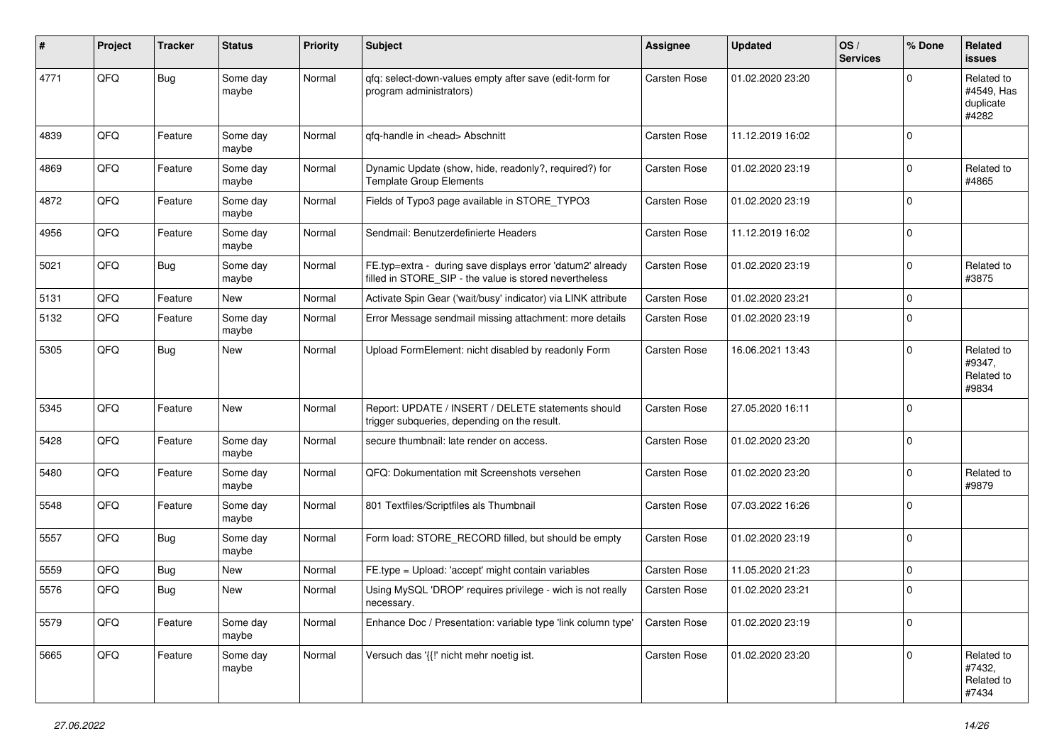| # | Project | Tracker | Status | Priority | Subject | Assignee | Updated | OS / Services | % Done | Related issues |
|---|---|---|---|---|---|---|---|---|---|---|
| 4771 | QFQ | Bug | Some day maybe | Normal | qfq: select-down-values empty after save (edit-form for program administrators) | Carsten Rose | 01.02.2020 23:20 | | 0 | Related to #4549, Has duplicate #4282 |
| 4839 | QFQ | Feature | Some day maybe | Normal | qfq-handle in <head> Abschnitt | Carsten Rose | 11.12.2019 16:02 | | 0 | |
| 4869 | QFQ | Feature | Some day maybe | Normal | Dynamic Update (show, hide, readonly?, required?) for Template Group Elements | Carsten Rose | 01.02.2020 23:19 | | 0 | Related to #4865 |
| 4872 | QFQ | Feature | Some day maybe | Normal | Fields of Typo3 page available in STORE_TYPO3 | Carsten Rose | 01.02.2020 23:19 | | 0 | |
| 4956 | QFQ | Feature | Some day maybe | Normal | Sendmail: Benutzerdefinierte Headers | Carsten Rose | 11.12.2019 16:02 | | 0 | |
| 5021 | QFQ | Bug | Some day maybe | Normal | FE.typ=extra - during save displays error 'datum2' already filled in STORE_SIP - the value is stored nevertheless | Carsten Rose | 01.02.2020 23:19 | | 0 | Related to #3875 |
| 5131 | QFQ | Feature | New | Normal | Activate Spin Gear ('wait/busy' indicator) via LINK attribute | Carsten Rose | 01.02.2020 23:21 | | 0 | |
| 5132 | QFQ | Feature | Some day maybe | Normal | Error Message sendmail missing attachment: more details | Carsten Rose | 01.02.2020 23:19 | | 0 | |
| 5305 | QFQ | Bug | New | Normal | Upload FormElement: nicht disabled by readonly Form | Carsten Rose | 16.06.2021 13:43 | | 0 | Related to #9347, Related to #9834 |
| 5345 | QFQ | Feature | New | Normal | Report: UPDATE / INSERT / DELETE statements should trigger subqueries, depending on the result. | Carsten Rose | 27.05.2020 16:11 | | 0 | |
| 5428 | QFQ | Feature | Some day maybe | Normal | secure thumbnail: late render on access. | Carsten Rose | 01.02.2020 23:20 | | 0 | |
| 5480 | QFQ | Feature | Some day maybe | Normal | QFQ: Dokumentation mit Screenshots versehen | Carsten Rose | 01.02.2020 23:20 | | 0 | Related to #9879 |
| 5548 | QFQ | Feature | Some day maybe | Normal | 801 Textfiles/Scriptfiles als Thumbnail | Carsten Rose | 07.03.2022 16:26 | | 0 | |
| 5557 | QFQ | Bug | Some day maybe | Normal | Form load: STORE_RECORD filled, but should be empty | Carsten Rose | 01.02.2020 23:19 | | 0 | |
| 5559 | QFQ | Bug | New | Normal | FE.type = Upload: 'accept' might contain variables | Carsten Rose | 11.05.2020 21:23 | | 0 | |
| 5576 | QFQ | Bug | New | Normal | Using MySQL 'DROP' requires privilege - wich is not really necessary. | Carsten Rose | 01.02.2020 23:21 | | 0 | |
| 5579 | QFQ | Feature | Some day maybe | Normal | Enhance Doc / Presentation: variable type 'link column type' | Carsten Rose | 01.02.2020 23:19 | | 0 | |
| 5665 | QFQ | Feature | Some day maybe | Normal | Versuch das '{{!' nicht mehr noetig ist. | Carsten Rose | 01.02.2020 23:20 | | 0 | Related to #7432, Related to #7434 |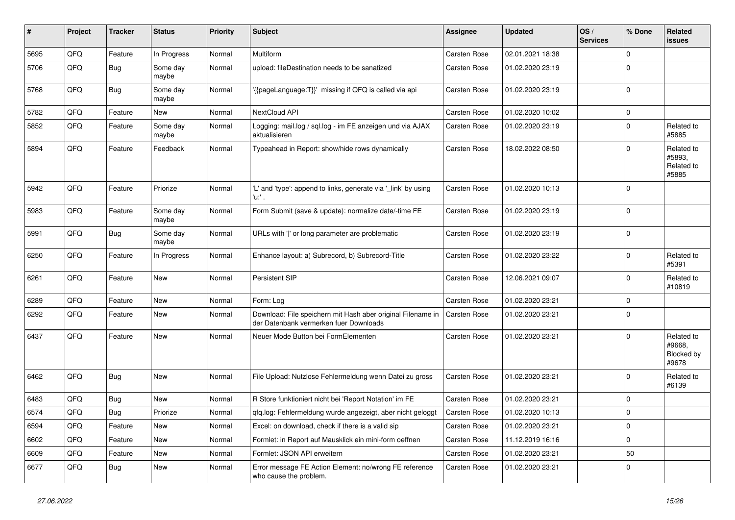| # | Project | Tracker | Status | Priority | Subject | Assignee | Updated | OS / Services | % Done | Related issues |
|---|---|---|---|---|---|---|---|---|---|---|
| 5695 | QFQ | Feature | In Progress | Normal | Multiform | Carsten Rose | 02.01.2021 18:38 | | 0 | |
| 5706 | QFQ | Bug | Some day maybe | Normal | upload: fileDestination needs to be sanatized | Carsten Rose | 01.02.2020 23:19 | | 0 | |
| 5768 | QFQ | Bug | Some day maybe | Normal | '{{pageLanguage:T}}' missing if QFQ is called via api | Carsten Rose | 01.02.2020 23:19 | | 0 | |
| 5782 | QFQ | Feature | New | Normal | NextCloud API | Carsten Rose | 01.02.2020 10:02 | | 0 | |
| 5852 | QFQ | Feature | Some day maybe | Normal | Logging: mail.log / sql.log - im FE anzeigen und via AJAX aktualisieren | Carsten Rose | 01.02.2020 23:19 | | 0 | Related to #5885 |
| 5894 | QFQ | Feature | Feedback | Normal | Typeahead in Report: show/hide rows dynamically | Carsten Rose | 18.02.2022 08:50 | | 0 | Related to #5893, Related to #5885 |
| 5942 | QFQ | Feature | Priorize | Normal | 'L' and 'type': append to links, generate via '_link' by using 'u:' . | Carsten Rose | 01.02.2020 10:13 | | 0 | |
| 5983 | QFQ | Feature | Some day maybe | Normal | Form Submit (save & update): normalize date/-time FE | Carsten Rose | 01.02.2020 23:19 | | 0 | |
| 5991 | QFQ | Bug | Some day maybe | Normal | URLs with '|' or long parameter are problematic | Carsten Rose | 01.02.2020 23:19 | | 0 | |
| 6250 | QFQ | Feature | In Progress | Normal | Enhance layout: a) Subrecord, b) Subrecord-Title | Carsten Rose | 01.02.2020 23:22 | | 0 | Related to #5391 |
| 6261 | QFQ | Feature | New | Normal | Persistent SIP | Carsten Rose | 12.06.2021 09:07 | | 0 | Related to #10819 |
| 6289 | QFQ | Feature | New | Normal | Form: Log | Carsten Rose | 01.02.2020 23:21 | | 0 | |
| 6292 | QFQ | Feature | New | Normal | Download: File speichern mit Hash aber original Filename in der Datenbank vermerken fuer Downloads | Carsten Rose | 01.02.2020 23:21 | | 0 | |
| 6437 | QFQ | Feature | New | Normal | Neuer Mode Button bei FormElementen | Carsten Rose | 01.02.2020 23:21 | | 0 | Related to #9668, Blocked by #9678 |
| 6462 | QFQ | Bug | New | Normal | File Upload: Nutzlose Fehlermeldung wenn Datei zu gross | Carsten Rose | 01.02.2020 23:21 | | 0 | Related to #6139 |
| 6483 | QFQ | Bug | New | Normal | R Store funktioniert nicht bei 'Report Notation' im FE | Carsten Rose | 01.02.2020 23:21 | | 0 | |
| 6574 | QFQ | Bug | Priorize | Normal | qfq.log: Fehlermeldung wurde angezeigt, aber nicht geloggt | Carsten Rose | 01.02.2020 10:13 | | 0 | |
| 6594 | QFQ | Feature | New | Normal | Excel: on download, check if there is a valid sip | Carsten Rose | 01.02.2020 23:21 | | 0 | |
| 6602 | QFQ | Feature | New | Normal | Formlet: in Report auf Mausklick ein mini-form oeffnen | Carsten Rose | 11.12.2019 16:16 | | 0 | |
| 6609 | QFQ | Feature | New | Normal | Formlet: JSON API erweitern | Carsten Rose | 01.02.2020 23:21 | | 50 | |
| 6677 | QFQ | Bug | New | Normal | Error message FE Action Element: no/wrong FE reference who cause the problem. | Carsten Rose | 01.02.2020 23:21 | | 0 | |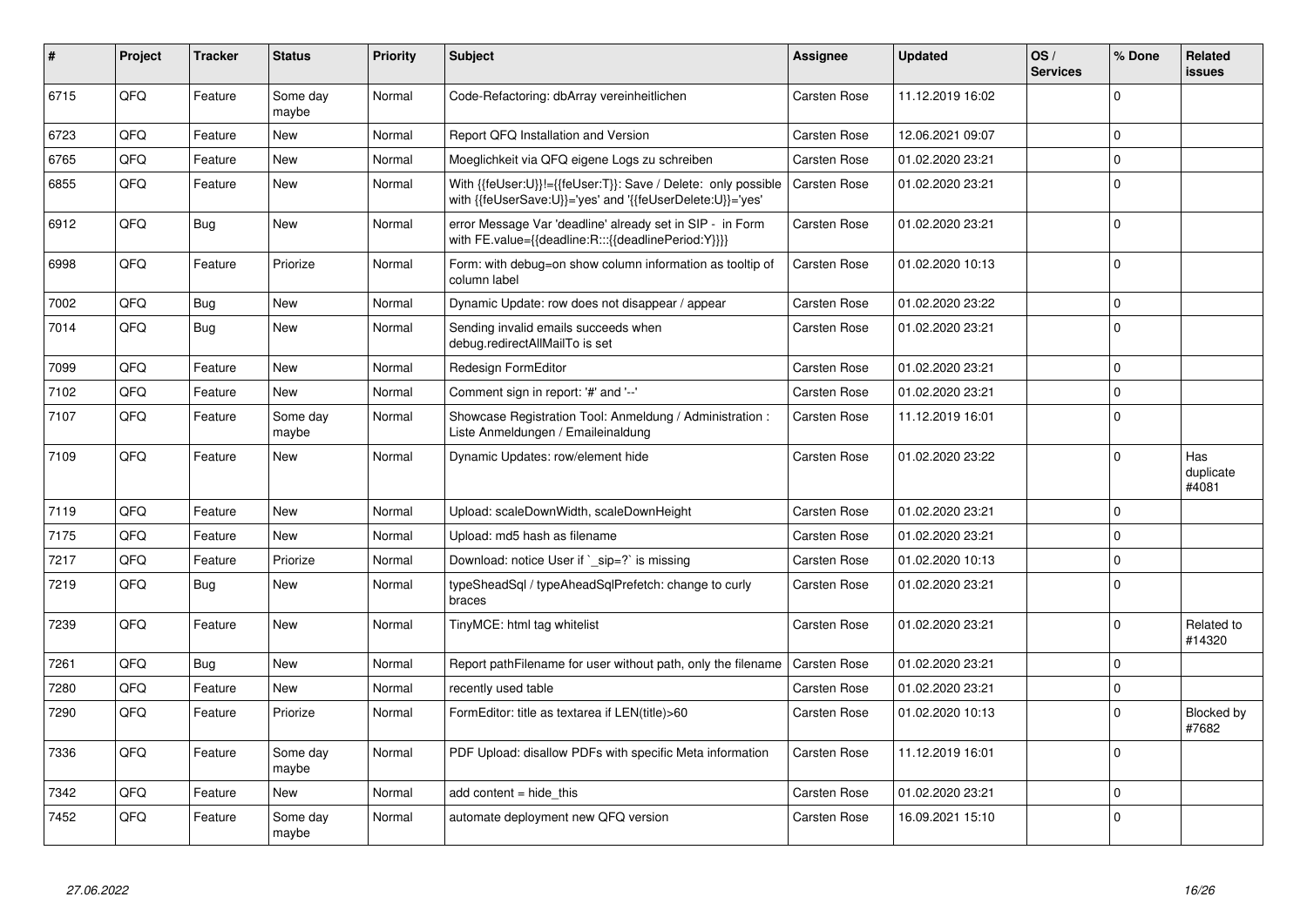| # | Project | Tracker | Status | Priority | Subject | Assignee | Updated | OS / Services | % Done | Related issues |
|---|---|---|---|---|---|---|---|---|---|---|
| 6715 | QFQ | Feature | Some day maybe | Normal | Code-Refactoring: dbArray vereinheitlichen | Carsten Rose | 11.12.2019 16:02 | | 0 | |
| 6723 | QFQ | Feature | New | Normal | Report QFQ Installation and Version | Carsten Rose | 12.06.2021 09:07 | | 0 | |
| 6765 | QFQ | Feature | New | Normal | Moeglichkeit via QFQ eigene Logs zu schreiben | Carsten Rose | 01.02.2020 23:21 | | 0 | |
| 6855 | QFQ | Feature | New | Normal | With {{feUser:U}}!={{feUser:T}}: Save / Delete: only possible with {{feUserSave:U}}='yes' and '{{feUserDelete:U}}='yes' | Carsten Rose | 01.02.2020 23:21 | | 0 | |
| 6912 | QFQ | Bug | New | Normal | error Message Var 'deadline' already set in SIP - in Form with FE.value={{deadline:R:::{{deadlinePeriod:Y}}}} | Carsten Rose | 01.02.2020 23:21 | | 0 | |
| 6998 | QFQ | Feature | Priorize | Normal | Form: with debug=on show column information as tooltip of column label | Carsten Rose | 01.02.2020 10:13 | | 0 | |
| 7002 | QFQ | Bug | New | Normal | Dynamic Update: row does not disappear / appear | Carsten Rose | 01.02.2020 23:22 | | 0 | |
| 7014 | QFQ | Bug | New | Normal | Sending invalid emails succeeds when debug.redirectAllMailTo is set | Carsten Rose | 01.02.2020 23:21 | | 0 | |
| 7099 | QFQ | Feature | New | Normal | Redesign FormEditor | Carsten Rose | 01.02.2020 23:21 | | 0 | |
| 7102 | QFQ | Feature | New | Normal | Comment sign in report: '#' and '--' | Carsten Rose | 01.02.2020 23:21 | | 0 | |
| 7107 | QFQ | Feature | Some day maybe | Normal | Showcase Registration Tool: Anmeldung / Administration : Liste Anmeldungen / Emaileinaldung | Carsten Rose | 11.12.2019 16:01 | | 0 | |
| 7109 | QFQ | Feature | New | Normal | Dynamic Updates: row/element hide | Carsten Rose | 01.02.2020 23:22 | | 0 | Has duplicate #4081 |
| 7119 | QFQ | Feature | New | Normal | Upload: scaleDownWidth, scaleDownHeight | Carsten Rose | 01.02.2020 23:21 | | 0 | |
| 7175 | QFQ | Feature | New | Normal | Upload: md5 hash as filename | Carsten Rose | 01.02.2020 23:21 | | 0 | |
| 7217 | QFQ | Feature | Priorize | Normal | Download: notice User if `_sip=?` is missing | Carsten Rose | 01.02.2020 10:13 | | 0 | |
| 7219 | QFQ | Bug | New | Normal | typeSheadSql / typeAheadSqlPrefetch: change to curly braces | Carsten Rose | 01.02.2020 23:21 | | 0 | |
| 7239 | QFQ | Feature | New | Normal | TinyMCE: html tag whitelist | Carsten Rose | 01.02.2020 23:21 | | 0 | Related to #14320 |
| 7261 | QFQ | Bug | New | Normal | Report pathFilename for user without path, only the filename | Carsten Rose | 01.02.2020 23:21 | | 0 | |
| 7280 | QFQ | Feature | New | Normal | recently used table | Carsten Rose | 01.02.2020 23:21 | | 0 | |
| 7290 | QFQ | Feature | Priorize | Normal | FormEditor: title as textarea if LEN(title)>60 | Carsten Rose | 01.02.2020 10:13 | | 0 | Blocked by #7682 |
| 7336 | QFQ | Feature | Some day maybe | Normal | PDF Upload: disallow PDFs with specific Meta information | Carsten Rose | 11.12.2019 16:01 | | 0 | |
| 7342 | QFQ | Feature | New | Normal | add content = hide_this | Carsten Rose | 01.02.2020 23:21 | | 0 | |
| 7452 | QFQ | Feature | Some day maybe | Normal | automate deployment new QFQ version | Carsten Rose | 16.09.2021 15:10 | | 0 | |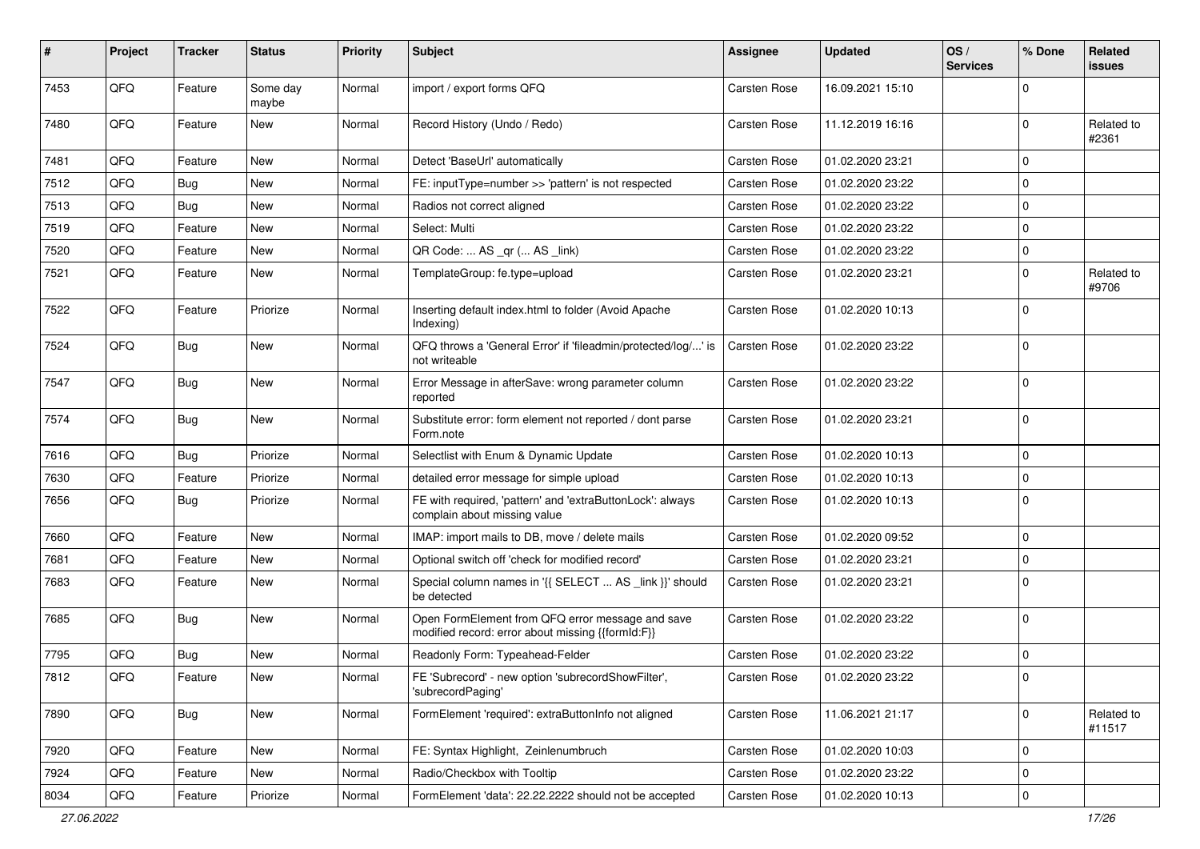| # | Project | Tracker | Status | Priority | Subject | Assignee | Updated | OS / Services | % Done | Related issues |
|---|---|---|---|---|---|---|---|---|---|---|
| 7453 | QFQ | Feature | Some day maybe | Normal | import / export forms QFQ | Carsten Rose | 16.09.2021 15:10 | | 0 | |
| 7480 | QFQ | Feature | New | Normal | Record History (Undo / Redo) | Carsten Rose | 11.12.2019 16:16 | | 0 | Related to #2361 |
| 7481 | QFQ | Feature | New | Normal | Detect 'BaseUrl' automatically | Carsten Rose | 01.02.2020 23:21 | | 0 | |
| 7512 | QFQ | Bug | New | Normal | FE: inputType=number >> 'pattern' is not respected | Carsten Rose | 01.02.2020 23:22 | | 0 | |
| 7513 | QFQ | Bug | New | Normal | Radios not correct aligned | Carsten Rose | 01.02.2020 23:22 | | 0 | |
| 7519 | QFQ | Feature | New | Normal | Select: Multi | Carsten Rose | 01.02.2020 23:22 | | 0 | |
| 7520 | QFQ | Feature | New | Normal | QR Code: ... AS _qr ( ... AS _link) | Carsten Rose | 01.02.2020 23:22 | | 0 | |
| 7521 | QFQ | Feature | New | Normal | TemplateGroup: fe.type=upload | Carsten Rose | 01.02.2020 23:21 | | 0 | Related to #9706 |
| 7522 | QFQ | Feature | Priorize | Normal | Inserting default index.html to folder (Avoid Apache Indexing) | Carsten Rose | 01.02.2020 10:13 | | 0 | |
| 7524 | QFQ | Bug | New | Normal | QFQ throws a 'General Error' if 'fileadmin/protected/log/...' is not writeable | Carsten Rose | 01.02.2020 23:22 | | 0 | |
| 7547 | QFQ | Bug | New | Normal | Error Message in afterSave: wrong parameter column reported | Carsten Rose | 01.02.2020 23:22 | | 0 | |
| 7574 | QFQ | Bug | New | Normal | Substitute error: form element not reported / dont parse Form.note | Carsten Rose | 01.02.2020 23:21 | | 0 | |
| 7616 | QFQ | Bug | Priorize | Normal | Selectlist with Enum & Dynamic Update | Carsten Rose | 01.02.2020 10:13 | | 0 | |
| 7630 | QFQ | Feature | Priorize | Normal | detailed error message for simple upload | Carsten Rose | 01.02.2020 10:13 | | 0 | |
| 7656 | QFQ | Bug | Priorize | Normal | FE with required, 'pattern' and 'extraButtonLock': always complain about missing value | Carsten Rose | 01.02.2020 10:13 | | 0 | |
| 7660 | QFQ | Feature | New | Normal | IMAP: import mails to DB, move / delete mails | Carsten Rose | 01.02.2020 09:52 | | 0 | |
| 7681 | QFQ | Feature | New | Normal | Optional switch off 'check for modified record' | Carsten Rose | 01.02.2020 23:21 | | 0 | |
| 7683 | QFQ | Feature | New | Normal | Special column names in '{{ SELECT ... AS _link }}' should be detected | Carsten Rose | 01.02.2020 23:21 | | 0 | |
| 7685 | QFQ | Bug | New | Normal | Open FormElement from QFQ error message and save modified record: error about missing {{formId:F}} | Carsten Rose | 01.02.2020 23:22 | | 0 | |
| 7795 | QFQ | Bug | New | Normal | Readonly Form: Typeahead-Felder | Carsten Rose | 01.02.2020 23:22 | | 0 | |
| 7812 | QFQ | Feature | New | Normal | FE 'Subrecord' - new option 'subrecordShowFilter', 'subrecordPaging' | Carsten Rose | 01.02.2020 23:22 | | 0 | |
| 7890 | QFQ | Bug | New | Normal | FormElement 'required': extraButtonInfo not aligned | Carsten Rose | 11.06.2021 21:17 | | 0 | Related to #11517 |
| 7920 | QFQ | Feature | New | Normal | FE: Syntax Highlight, Zeinlenumbruch | Carsten Rose | 01.02.2020 10:03 | | 0 | |
| 7924 | QFQ | Feature | New | Normal | Radio/Checkbox with Tooltip | Carsten Rose | 01.02.2020 23:22 | | 0 | |
| 8034 | QFQ | Feature | Priorize | Normal | FormElement 'data': 22.22.2222 should not be accepted | Carsten Rose | 01.02.2020 10:13 | | 0 | |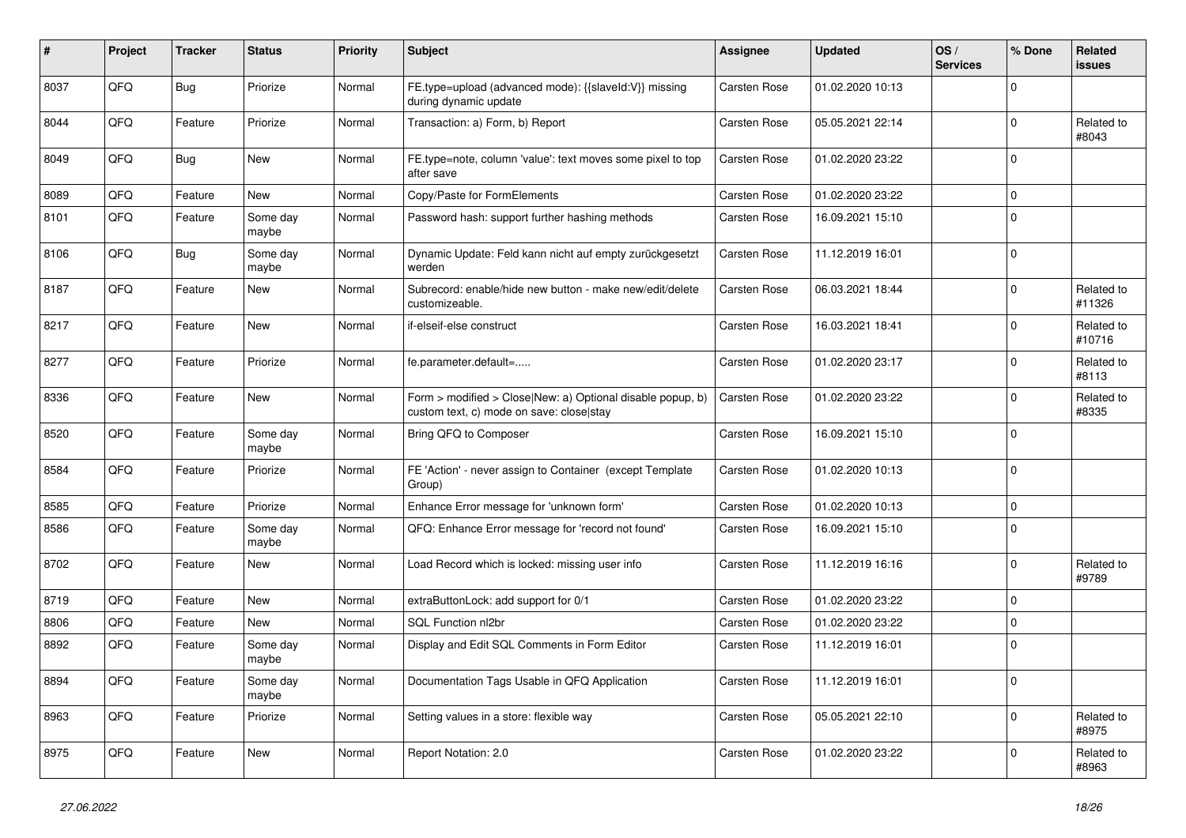| # | Project | Tracker | Status | Priority | Subject | Assignee | Updated | OS / Services | % Done | Related issues |
|---|---|---|---|---|---|---|---|---|---|---|
| 8037 | QFQ | Bug | Priorize | Normal | FE.type=upload (advanced mode): {{slaveId:V}} missing during dynamic update | Carsten Rose | 01.02.2020 10:13 | | 0 | |
| 8044 | QFQ | Feature | Priorize | Normal | Transaction: a) Form, b) Report | Carsten Rose | 05.05.2021 22:14 | | 0 | Related to #8043 |
| 8049 | QFQ | Bug | New | Normal | FE.type=note, column 'value': text moves some pixel to top after save | Carsten Rose | 01.02.2020 23:22 | | 0 | |
| 8089 | QFQ | Feature | New | Normal | Copy/Paste for FormElements | Carsten Rose | 01.02.2020 23:22 | | 0 | |
| 8101 | QFQ | Feature | Some day maybe | Normal | Password hash: support further hashing methods | Carsten Rose | 16.09.2021 15:10 | | 0 | |
| 8106 | QFQ | Bug | Some day maybe | Normal | Dynamic Update: Feld kann nicht auf empty zurückgesetzt werden | Carsten Rose | 11.12.2019 16:01 | | 0 | |
| 8187 | QFQ | Feature | New | Normal | Subrecord: enable/hide new button - make new/edit/delete customizeable. | Carsten Rose | 06.03.2021 18:44 | | 0 | Related to #11326 |
| 8217 | QFQ | Feature | New | Normal | if-elseif-else construct | Carsten Rose | 16.03.2021 18:41 | | 0 | Related to #10716 |
| 8277 | QFQ | Feature | Priorize | Normal | fe.parameter.default=..... | Carsten Rose | 01.02.2020 23:17 | | 0 | Related to #8113 |
| 8336 | QFQ | Feature | New | Normal | Form > modified > Close\|New: a) Optional disable popup, b) custom text, c) mode on save: close\|stay | Carsten Rose | 01.02.2020 23:22 | | 0 | Related to #8335 |
| 8520 | QFQ | Feature | Some day maybe | Normal | Bring QFQ to Composer | Carsten Rose | 16.09.2021 15:10 | | 0 | |
| 8584 | QFQ | Feature | Priorize | Normal | FE 'Action' - never assign to Container (except Template Group) | Carsten Rose | 01.02.2020 10:13 | | 0 | |
| 8585 | QFQ | Feature | Priorize | Normal | Enhance Error message for 'unknown form' | Carsten Rose | 01.02.2020 10:13 | | 0 | |
| 8586 | QFQ | Feature | Some day maybe | Normal | QFQ: Enhance Error message for 'record not found' | Carsten Rose | 16.09.2021 15:10 | | 0 | |
| 8702 | QFQ | Feature | New | Normal | Load Record which is locked: missing user info | Carsten Rose | 11.12.2019 16:16 | | 0 | Related to #9789 |
| 8719 | QFQ | Feature | New | Normal | extraButtonLock: add support for 0/1 | Carsten Rose | 01.02.2020 23:22 | | 0 | |
| 8806 | QFQ | Feature | New | Normal | SQL Function nl2br | Carsten Rose | 01.02.2020 23:22 | | 0 | |
| 8892 | QFQ | Feature | Some day maybe | Normal | Display and Edit SQL Comments in Form Editor | Carsten Rose | 11.12.2019 16:01 | | 0 | |
| 8894 | QFQ | Feature | Some day maybe | Normal | Documentation Tags Usable in QFQ Application | Carsten Rose | 11.12.2019 16:01 | | 0 | |
| 8963 | QFQ | Feature | Priorize | Normal | Setting values in a store: flexible way | Carsten Rose | 05.05.2021 22:10 | | 0 | Related to #8975 |
| 8975 | QFQ | Feature | New | Normal | Report Notation: 2.0 | Carsten Rose | 01.02.2020 23:22 | | 0 | Related to #8963 |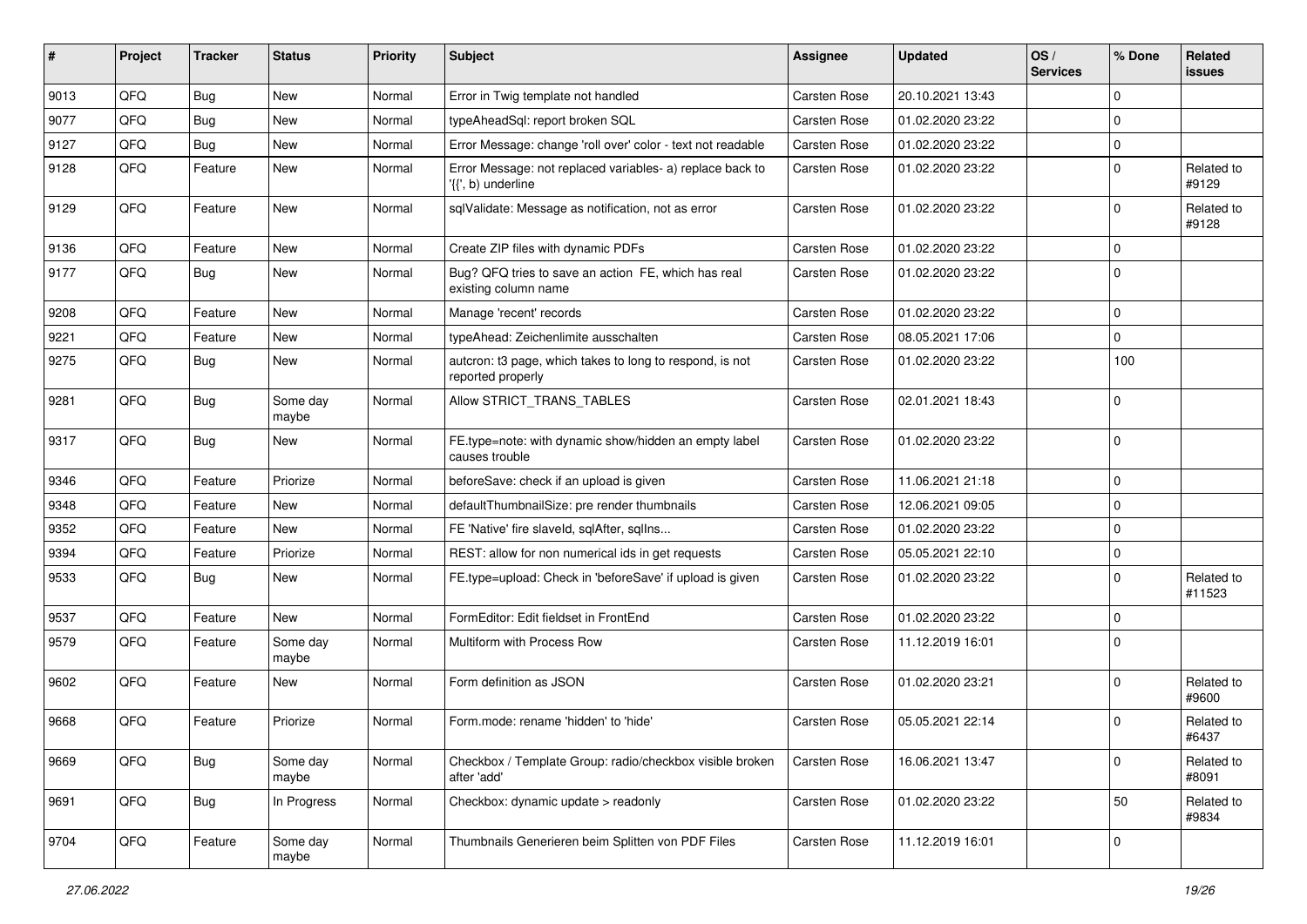| # | Project | Tracker | Status | Priority | Subject | Assignee | Updated | OS / Services | % Done | Related issues |
|---|---|---|---|---|---|---|---|---|---|---|
| 9013 | QFQ | Bug | New | Normal | Error in Twig template not handled | Carsten Rose | 20.10.2021 13:43 | | 0 | |
| 9077 | QFQ | Bug | New | Normal | typeAheadSql: report broken SQL | Carsten Rose | 01.02.2020 23:22 | | 0 | |
| 9127 | QFQ | Bug | New | Normal | Error Message: change 'roll over' color - text not readable | Carsten Rose | 01.02.2020 23:22 | | 0 | |
| 9128 | QFQ | Feature | New | Normal | Error Message: not replaced variables- a) replace back to '{{', b) underline | Carsten Rose | 01.02.2020 23:22 | | 0 | Related to #9129 |
| 9129 | QFQ | Feature | New | Normal | sqlValidate: Message as notification, not as error | Carsten Rose | 01.02.2020 23:22 | | 0 | Related to #9128 |
| 9136 | QFQ | Feature | New | Normal | Create ZIP files with dynamic PDFs | Carsten Rose | 01.02.2020 23:22 | | 0 | |
| 9177 | QFQ | Bug | New | Normal | Bug? QFQ tries to save an action FE, which has real existing column name | Carsten Rose | 01.02.2020 23:22 | | 0 | |
| 9208 | QFQ | Feature | New | Normal | Manage 'recent' records | Carsten Rose | 01.02.2020 23:22 | | 0 | |
| 9221 | QFQ | Feature | New | Normal | typeAhead: Zeichenlimite ausschalten | Carsten Rose | 08.05.2021 17:06 | | 0 | |
| 9275 | QFQ | Bug | New | Normal | autcron: t3 page, which takes to long to respond, is not reported properly | Carsten Rose | 01.02.2020 23:22 | | 100 | |
| 9281 | QFQ | Bug | Some day maybe | Normal | Allow STRICT_TRANS_TABLES | Carsten Rose | 02.01.2021 18:43 | | 0 | |
| 9317 | QFQ | Bug | New | Normal | FE.type=note: with dynamic show/hidden an empty label causes trouble | Carsten Rose | 01.02.2020 23:22 | | 0 | |
| 9346 | QFQ | Feature | Priorize | Normal | beforeSave: check if an upload is given | Carsten Rose | 11.06.2021 21:18 | | 0 | |
| 9348 | QFQ | Feature | New | Normal | defaultThumbnailSize: pre render thumbnails | Carsten Rose | 12.06.2021 09:05 | | 0 | |
| 9352 | QFQ | Feature | New | Normal | FE 'Native' fire slaveId, sqlAfter, sqlIns... | Carsten Rose | 01.02.2020 23:22 | | 0 | |
| 9394 | QFQ | Feature | Priorize | Normal | REST: allow for non numerical ids in get requests | Carsten Rose | 05.05.2021 22:10 | | 0 | |
| 9533 | QFQ | Bug | New | Normal | FE.type=upload: Check in 'beforeSave' if upload is given | Carsten Rose | 01.02.2020 23:22 | | 0 | Related to #11523 |
| 9537 | QFQ | Feature | New | Normal | FormEditor: Edit fieldset in FrontEnd | Carsten Rose | 01.02.2020 23:22 | | 0 | |
| 9579 | QFQ | Feature | Some day maybe | Normal | Multiform with Process Row | Carsten Rose | 11.12.2019 16:01 | | 0 | |
| 9602 | QFQ | Feature | New | Normal | Form definition as JSON | Carsten Rose | 01.02.2020 23:21 | | 0 | Related to #9600 |
| 9668 | QFQ | Feature | Priorize | Normal | Form.mode: rename 'hidden' to 'hide' | Carsten Rose | 05.05.2021 22:14 | | 0 | Related to #6437 |
| 9669 | QFQ | Bug | Some day maybe | Normal | Checkbox / Template Group: radio/checkbox visible broken after 'add' | Carsten Rose | 16.06.2021 13:47 | | 0 | Related to #8091 |
| 9691 | QFQ | Bug | In Progress | Normal | Checkbox: dynamic update > readonly | Carsten Rose | 01.02.2020 23:22 | | 50 | Related to #9834 |
| 9704 | QFQ | Feature | Some day maybe | Normal | Thumbnails Generieren beim Splitten von PDF Files | Carsten Rose | 11.12.2019 16:01 | | 0 | |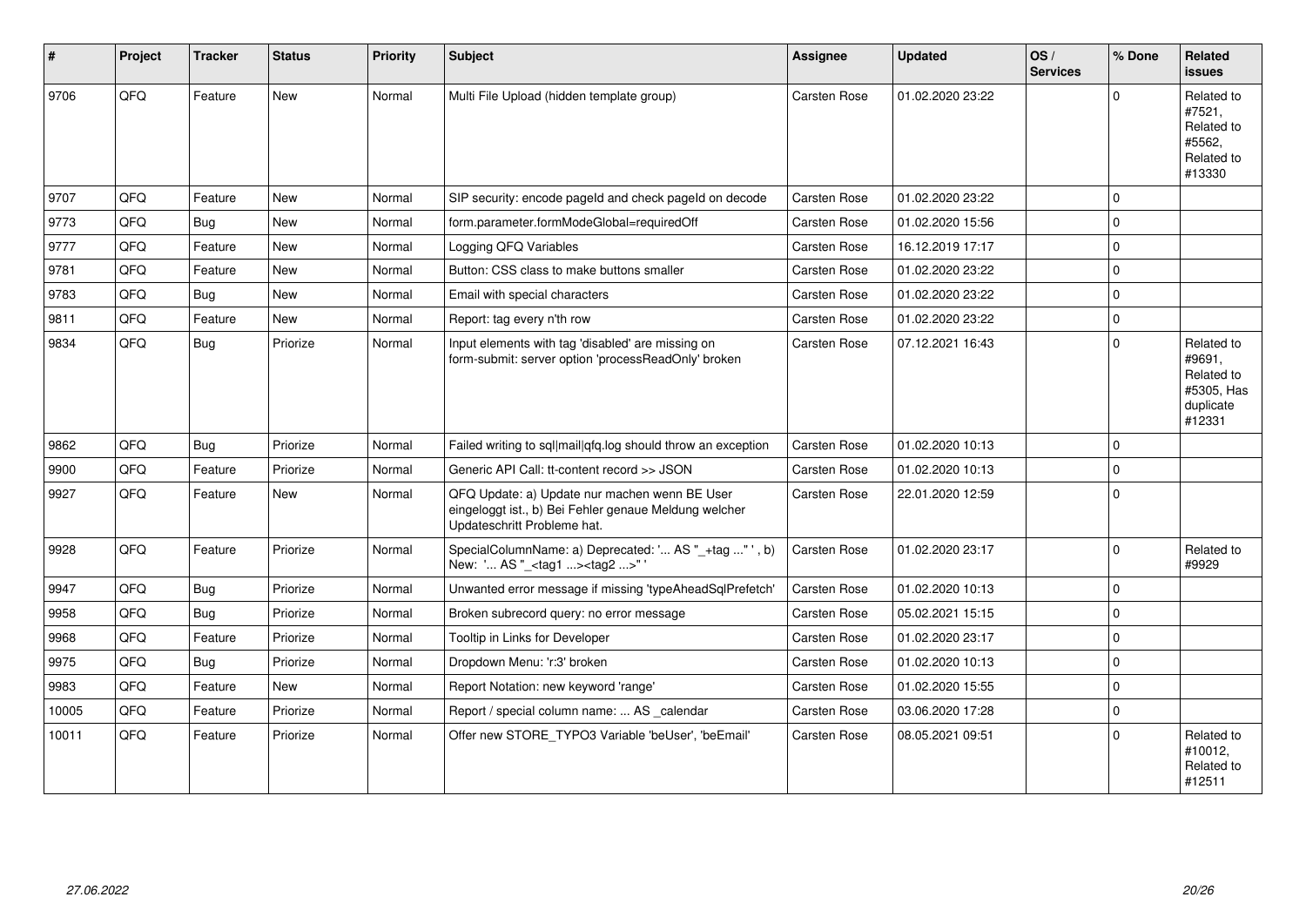| # | Project | Tracker | Status | Priority | Subject | Assignee | Updated | OS / Services | % Done | Related issues |
|---|---|---|---|---|---|---|---|---|---|---|
| 9706 | QFQ | Feature | New | Normal | Multi File Upload (hidden template group) | Carsten Rose | 01.02.2020 23:22 | | 0 | Related to #7521, Related to #5562, Related to #13330 |
| 9707 | QFQ | Feature | New | Normal | SIP security: encode pageId and check pageId on decode | Carsten Rose | 01.02.2020 23:22 | | 0 | |
| 9773 | QFQ | Bug | New | Normal | form.parameter.formModeGlobal=requiredOff | Carsten Rose | 01.02.2020 15:56 | | 0 | |
| 9777 | QFQ | Feature | New | Normal | Logging QFQ Variables | Carsten Rose | 16.12.2019 17:17 | | 0 | |
| 9781 | QFQ | Feature | New | Normal | Button: CSS class to make buttons smaller | Carsten Rose | 01.02.2020 23:22 | | 0 | |
| 9783 | QFQ | Bug | New | Normal | Email with special characters | Carsten Rose | 01.02.2020 23:22 | | 0 | |
| 9811 | QFQ | Feature | New | Normal | Report: tag every n'th row | Carsten Rose | 01.02.2020 23:22 | | 0 | |
| 9834 | QFQ | Bug | Priorize | Normal | Input elements with tag 'disabled' are missing on form-submit: server option 'processReadOnly' broken | Carsten Rose | 07.12.2021 16:43 | | 0 | Related to #9691, Related to #5305, Has duplicate #12331 |
| 9862 | QFQ | Bug | Priorize | Normal | Failed writing to sql\|mail\|qfq.log should throw an exception | Carsten Rose | 01.02.2020 10:13 | | 0 | |
| 9900 | QFQ | Feature | Priorize | Normal | Generic API Call: tt-content record >> JSON | Carsten Rose | 01.02.2020 10:13 | | 0 | |
| 9927 | QFQ | Feature | New | Normal | QFQ Update: a) Update nur machen wenn BE User eingeloggt ist., b) Bei Fehler genaue Meldung welcher Updateschritt Probleme hat. | Carsten Rose | 22.01.2020 12:59 | | 0 | |
| 9928 | QFQ | Feature | Priorize | Normal | SpecialColumnName: a) Deprecated: '... AS "_+tag ..." ', b) New: '... AS "_<tag1 ...><tag2 ...>" ' | Carsten Rose | 01.02.2020 23:17 | | 0 | Related to #9929 |
| 9947 | QFQ | Bug | Priorize | Normal | Unwanted error message if missing 'typeAheadSqlPrefetch' | Carsten Rose | 01.02.2020 10:13 | | 0 | |
| 9958 | QFQ | Bug | Priorize | Normal | Broken subrecord query: no error message | Carsten Rose | 05.02.2021 15:15 | | 0 | |
| 9968 | QFQ | Feature | Priorize | Normal | Tooltip in Links for Developer | Carsten Rose | 01.02.2020 23:17 | | 0 | |
| 9975 | QFQ | Bug | Priorize | Normal | Dropdown Menu: 'r:3' broken | Carsten Rose | 01.02.2020 10:13 | | 0 | |
| 9983 | QFQ | Feature | New | Normal | Report Notation: new keyword 'range' | Carsten Rose | 01.02.2020 15:55 | | 0 | |
| 10005 | QFQ | Feature | Priorize | Normal | Report / special column name: ... AS _calendar | Carsten Rose | 03.06.2020 17:28 | | 0 | |
| 10011 | QFQ | Feature | Priorize | Normal | Offer new STORE_TYPO3 Variable 'beUser', 'beEmail' | Carsten Rose | 08.05.2021 09:51 | | 0 | Related to #10012, Related to #12511 |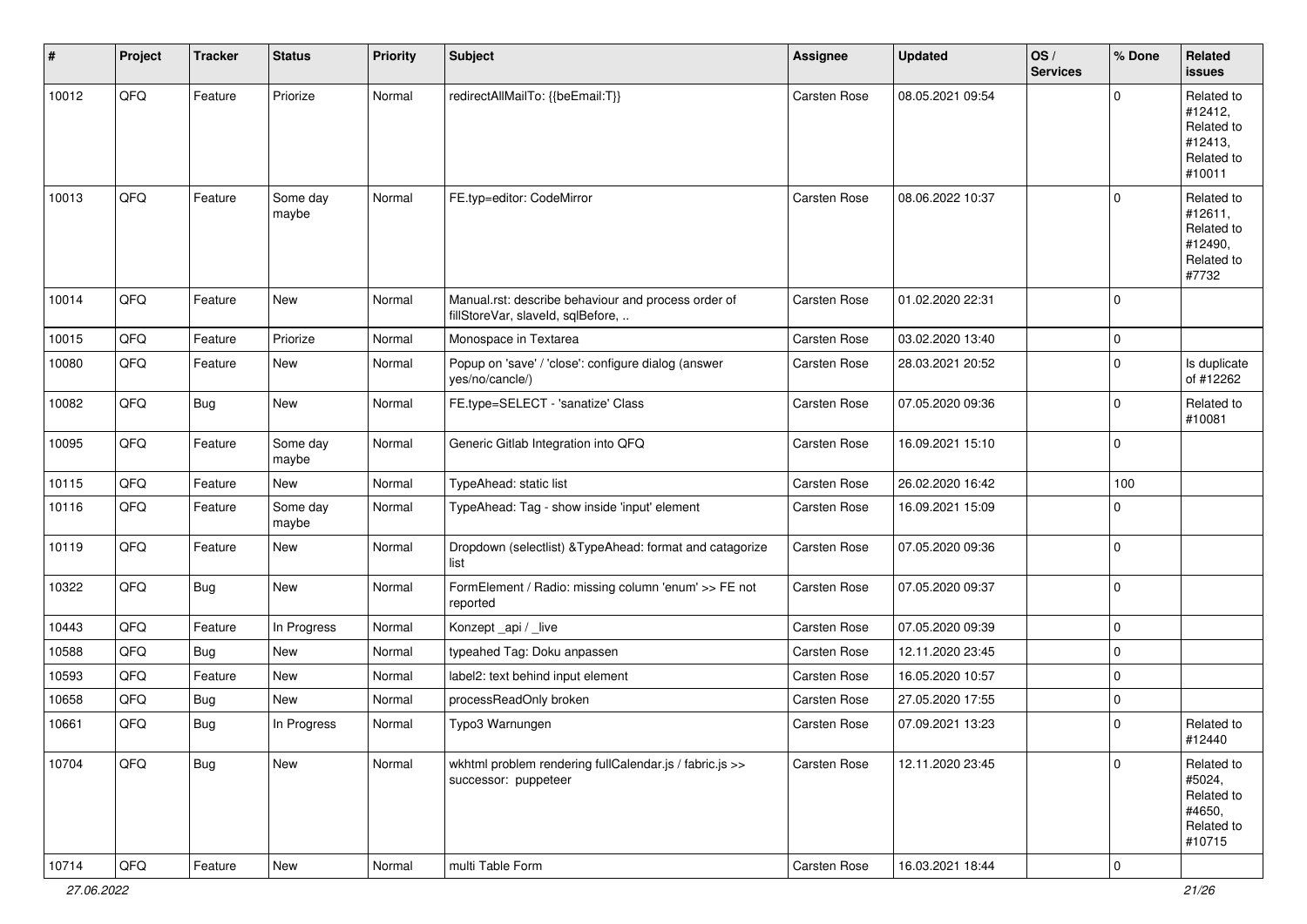| # | Project | Tracker | Status | Priority | Subject | Assignee | Updated | OS / Services | % Done | Related issues |
|---|---|---|---|---|---|---|---|---|---|---|
| 10012 | QFQ | Feature | Priorize | Normal | redirectAllMailTo: {{beEmail:T}} | Carsten Rose | 08.05.2021 09:54 | | 0 | Related to #12412, Related to #12413, Related to #10011 |
| 10013 | QFQ | Feature | Some day maybe | Normal | FE.typ=editor: CodeMirror | Carsten Rose | 08.06.2022 10:37 | | 0 | Related to #12611, Related to #12490, Related to #7732 |
| 10014 | QFQ | Feature | New | Normal | Manual.rst: describe behaviour and process order of fillStoreVar, slaveId, sqlBefore, .. | Carsten Rose | 01.02.2020 22:31 | | 0 | |
| 10015 | QFQ | Feature | Priorize | Normal | Monospace in Textarea | Carsten Rose | 03.02.2020 13:40 | | 0 | |
| 10080 | QFQ | Feature | New | Normal | Popup on 'save' / 'close': configure dialog (answer yes/no/cancle/) | Carsten Rose | 28.03.2021 20:52 | | 0 | Is duplicate of #12262 |
| 10082 | QFQ | Bug | New | Normal | FE.type=SELECT - 'sanatize' Class | Carsten Rose | 07.05.2020 09:36 | | 0 | Related to #10081 |
| 10095 | QFQ | Feature | Some day maybe | Normal | Generic Gitlab Integration into QFQ | Carsten Rose | 16.09.2021 15:10 | | 0 | |
| 10115 | QFQ | Feature | New | Normal | TypeAhead: static list | Carsten Rose | 26.02.2020 16:42 | | 100 | |
| 10116 | QFQ | Feature | Some day maybe | Normal | TypeAhead: Tag - show inside 'input' element | Carsten Rose | 16.09.2021 15:09 | | 0 | |
| 10119 | QFQ | Feature | New | Normal | Dropdown (selectlist) &TypeAhead: format and catagorize list | Carsten Rose | 07.05.2020 09:36 | | 0 | |
| 10322 | QFQ | Bug | New | Normal | FormElement / Radio: missing column 'enum' >> FE not reported | Carsten Rose | 07.05.2020 09:37 | | 0 | |
| 10443 | QFQ | Feature | In Progress | Normal | Konzept _api / _live | Carsten Rose | 07.05.2020 09:39 | | 0 | |
| 10588 | QFQ | Bug | New | Normal | typeahed Tag: Doku anpassen | Carsten Rose | 12.11.2020 23:45 | | 0 | |
| 10593 | QFQ | Feature | New | Normal | label2: text behind input element | Carsten Rose | 16.05.2020 10:57 | | 0 | |
| 10658 | QFQ | Bug | New | Normal | processReadOnly broken | Carsten Rose | 27.05.2020 17:55 | | 0 | |
| 10661 | QFQ | Bug | In Progress | Normal | Typo3 Warnungen | Carsten Rose | 07.09.2021 13:23 | | 0 | Related to #12440 |
| 10704 | QFQ | Bug | New | Normal | wkhtml problem rendering fullCalendar.js / fabric.js >> successor: puppeteer | Carsten Rose | 12.11.2020 23:45 | | 0 | Related to #5024, Related to #4650, Related to #10715 |
| 10714 | QFQ | Feature | New | Normal | multi Table Form | Carsten Rose | 16.03.2021 18:44 | | 0 | |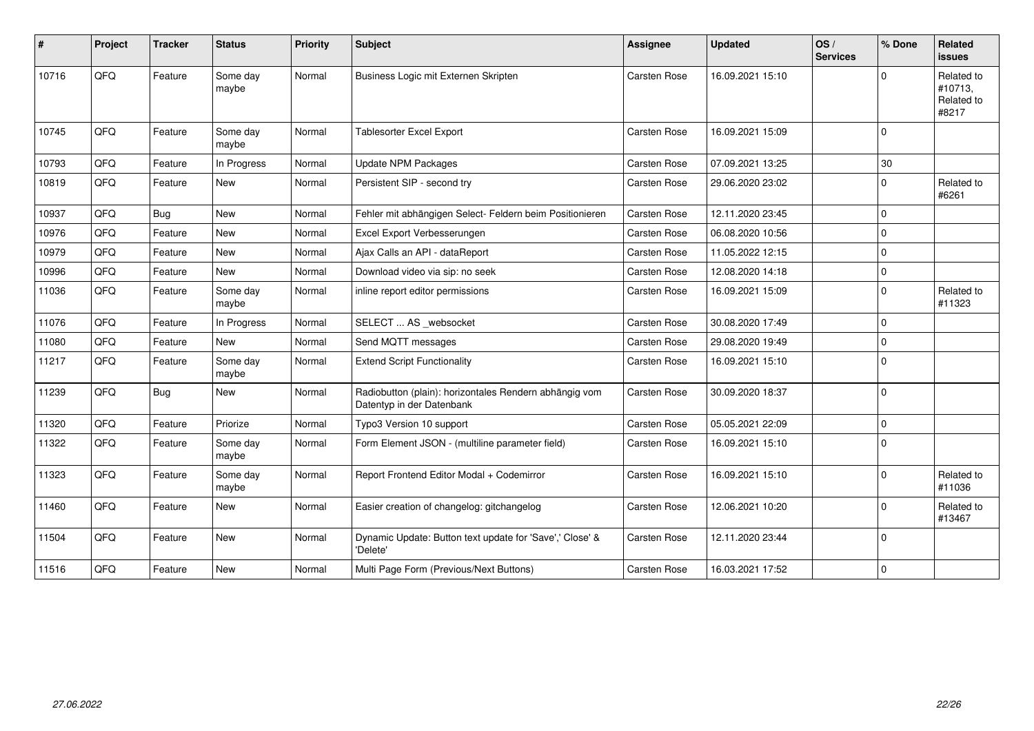| # | Project | Tracker | Status | Priority | Subject | Assignee | Updated | OS / Services | % Done | Related issues |
|---|---|---|---|---|---|---|---|---|---|---|
| 10716 | QFQ | Feature | Some day maybe | Normal | Business Logic mit Externen Skripten | Carsten Rose | 16.09.2021 15:10 | | 0 | Related to #10713, Related to #8217 |
| 10745 | QFQ | Feature | Some day maybe | Normal | Tablesorter Excel Export | Carsten Rose | 16.09.2021 15:09 | | 0 | |
| 10793 | QFQ | Feature | In Progress | Normal | Update NPM Packages | Carsten Rose | 07.09.2021 13:25 | | 30 | |
| 10819 | QFQ | Feature | New | Normal | Persistent SIP - second try | Carsten Rose | 29.06.2020 23:02 | | 0 | Related to #6261 |
| 10937 | QFQ | Bug | New | Normal | Fehler mit abhängigen Select- Feldern beim Positionieren | Carsten Rose | 12.11.2020 23:45 | | 0 | |
| 10976 | QFQ | Feature | New | Normal | Excel Export Verbesserungen | Carsten Rose | 06.08.2020 10:56 | | 0 | |
| 10979 | QFQ | Feature | New | Normal | Ajax Calls an API - dataReport | Carsten Rose | 11.05.2022 12:15 | | 0 | |
| 10996 | QFQ | Feature | New | Normal | Download video via sip: no seek | Carsten Rose | 12.08.2020 14:18 | | 0 | |
| 11036 | QFQ | Feature | Some day maybe | Normal | inline report editor permissions | Carsten Rose | 16.09.2021 15:09 | | 0 | Related to #11323 |
| 11076 | QFQ | Feature | In Progress | Normal | SELECT ... AS _websocket | Carsten Rose | 30.08.2020 17:49 | | 0 | |
| 11080 | QFQ | Feature | New | Normal | Send MQTT messages | Carsten Rose | 29.08.2020 19:49 | | 0 | |
| 11217 | QFQ | Feature | Some day maybe | Normal | Extend Script Functionality | Carsten Rose | 16.09.2021 15:10 | | 0 | |
| 11239 | QFQ | Bug | New | Normal | Radiobutton (plain): horizontales Rendern abhängig vom Datentyp in der Datenbank | Carsten Rose | 30.09.2020 18:37 | | 0 | |
| 11320 | QFQ | Feature | Priorize | Normal | Typo3 Version 10 support | Carsten Rose | 05.05.2021 22:09 | | 0 | |
| 11322 | QFQ | Feature | Some day maybe | Normal | Form Element JSON - (multiline parameter field) | Carsten Rose | 16.09.2021 15:10 | | 0 | |
| 11323 | QFQ | Feature | Some day maybe | Normal | Report Frontend Editor Modal + Codemirror | Carsten Rose | 16.09.2021 15:10 | | 0 | Related to #11036 |
| 11460 | QFQ | Feature | New | Normal | Easier creation of changelog: gitchangelog | Carsten Rose | 12.06.2021 10:20 | | 0 | Related to #13467 |
| 11504 | QFQ | Feature | New | Normal | Dynamic Update: Button text update for 'Save',' Close' & 'Delete' | Carsten Rose | 12.11.2020 23:44 | | 0 | |
| 11516 | QFQ | Feature | New | Normal | Multi Page Form (Previous/Next Buttons) | Carsten Rose | 16.03.2021 17:52 | | 0 | |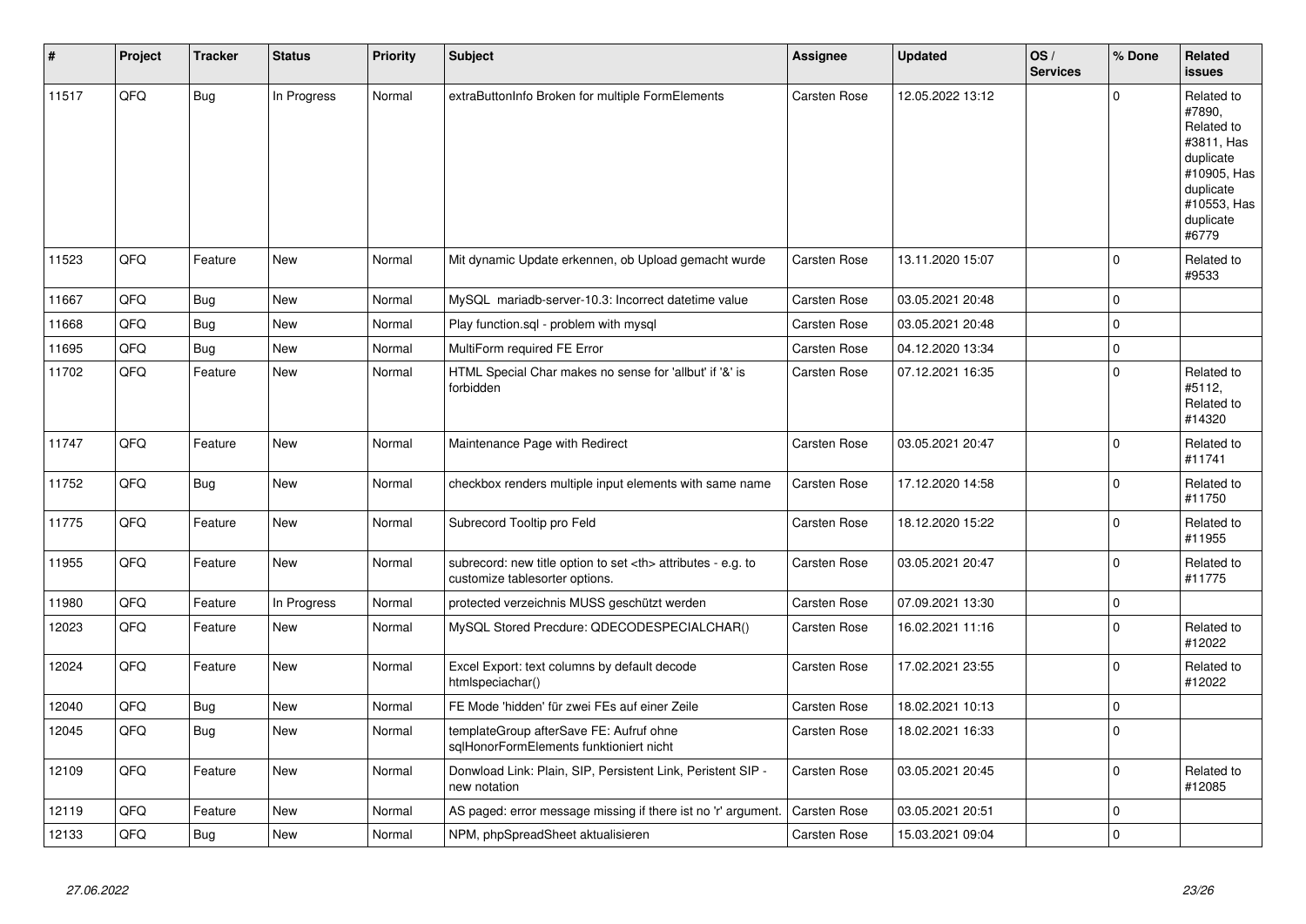| # | Project | Tracker | Status | Priority | Subject | Assignee | Updated | OS / Services | % Done | Related issues |
|---|---|---|---|---|---|---|---|---|---|---|
| 11517 | QFQ | Bug | In Progress | Normal | extraButtonInfo Broken for multiple FormElements | Carsten Rose | 12.05.2022 13:12 | | 0 | Related to #7890, Related to #3811, Has duplicate #10905, Has duplicate #10553, Has duplicate #6779 |
| 11523 | QFQ | Feature | New | Normal | Mit dynamic Update erkennen, ob Upload gemacht wurde | Carsten Rose | 13.11.2020 15:07 | | 0 | Related to #9533 |
| 11667 | QFQ | Bug | New | Normal | MySQL mariadb-server-10.3: Incorrect datetime value | Carsten Rose | 03.05.2021 20:48 | | 0 | |
| 11668 | QFQ | Bug | New | Normal | Play function.sql - problem with mysql | Carsten Rose | 03.05.2021 20:48 | | 0 | |
| 11695 | QFQ | Bug | New | Normal | MultiForm required FE Error | Carsten Rose | 04.12.2020 13:34 | | 0 | |
| 11702 | QFQ | Feature | New | Normal | HTML Special Char makes no sense for 'allbut' if '&' is forbidden | Carsten Rose | 07.12.2021 16:35 | | 0 | Related to #5112, Related to #14320 |
| 11747 | QFQ | Feature | New | Normal | Maintenance Page with Redirect | Carsten Rose | 03.05.2021 20:47 | | 0 | Related to #11741 |
| 11752 | QFQ | Bug | New | Normal | checkbox renders multiple input elements with same name | Carsten Rose | 17.12.2020 14:58 | | 0 | Related to #11750 |
| 11775 | QFQ | Feature | New | Normal | Subrecord Tooltip pro Feld | Carsten Rose | 18.12.2020 15:22 | | 0 | Related to #11955 |
| 11955 | QFQ | Feature | New | Normal | subrecord: new title option to set <th> attributes - e.g. to customize tablesorter options. | Carsten Rose | 03.05.2021 20:47 | | 0 | Related to #11775 |
| 11980 | QFQ | Feature | In Progress | Normal | protected verzeichnis MUSS geschützt werden | Carsten Rose | 07.09.2021 13:30 | | 0 | |
| 12023 | QFQ | Feature | New | Normal | MySQL Stored Precdure: QDECODESPECIALCHAR() | Carsten Rose | 16.02.2021 11:16 | | 0 | Related to #12022 |
| 12024 | QFQ | Feature | New | Normal | Excel Export: text columns by default decode htmlspeciachar() | Carsten Rose | 17.02.2021 23:55 | | 0 | Related to #12022 |
| 12040 | QFQ | Bug | New | Normal | FE Mode 'hidden' für zwei FEs auf einer Zeile | Carsten Rose | 18.02.2021 10:13 | | 0 | |
| 12045 | QFQ | Bug | New | Normal | templateGroup afterSave FE: Aufruf ohne sqlHonorFormElements funktioniert nicht | Carsten Rose | 18.02.2021 16:33 | | 0 | |
| 12109 | QFQ | Feature | New | Normal | Donwload Link: Plain, SIP, Persistent Link, Peristent SIP - new notation | Carsten Rose | 03.05.2021 20:45 | | 0 | Related to #12085 |
| 12119 | QFQ | Feature | New | Normal | AS paged: error message missing if there ist no 'r' argument. | Carsten Rose | 03.05.2021 20:51 | | 0 | |
| 12133 | QFQ | Bug | New | Normal | NPM, phpSpreadSheet aktualisieren | Carsten Rose | 15.03.2021 09:04 | | 0 | |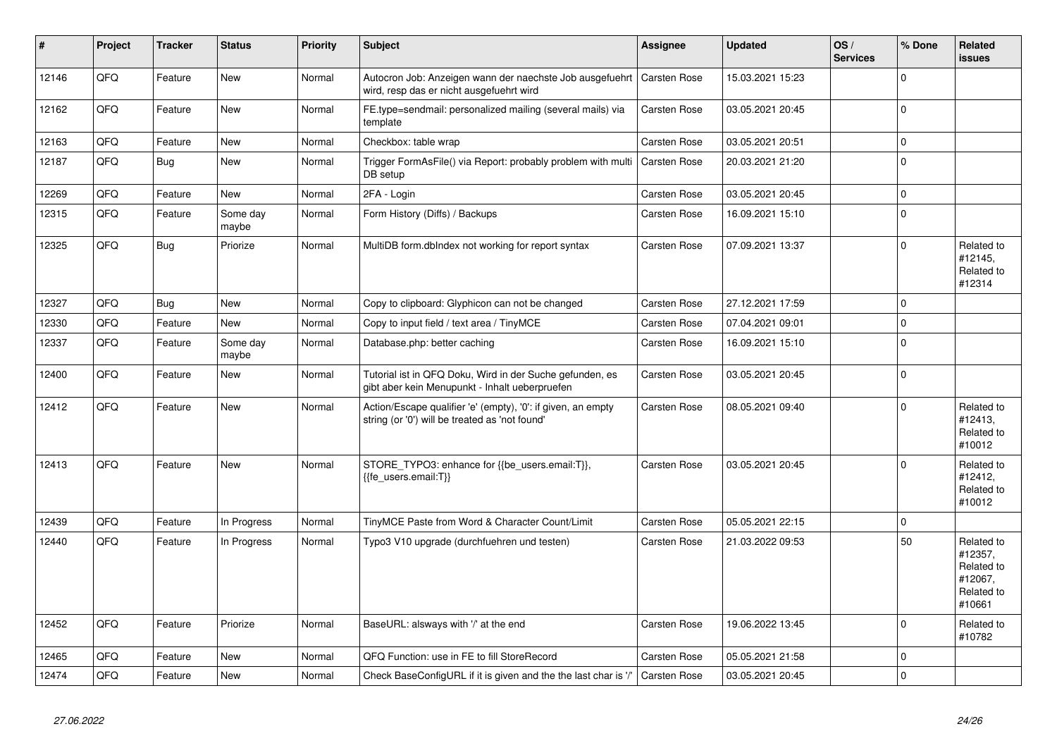| # | Project | Tracker | Status | Priority | Subject | Assignee | Updated | OS / Services | % Done | Related issues |
|---|---|---|---|---|---|---|---|---|---|---|
| 12146 | QFQ | Feature | New | Normal | Autocron Job: Anzeigen wann der naechste Job ausgefuehrt wird, resp das er nicht ausgefuehrt wird | Carsten Rose | 15.03.2021 15:23 | | 0 | |
| 12162 | QFQ | Feature | New | Normal | FE.type=sendmail: personalized mailing (several mails) via template | Carsten Rose | 03.05.2021 20:45 | | 0 | |
| 12163 | QFQ | Feature | New | Normal | Checkbox: table wrap | Carsten Rose | 03.05.2021 20:51 | | 0 | |
| 12187 | QFQ | Bug | New | Normal | Trigger FormAsFile() via Report: probably problem with multi DB setup | Carsten Rose | 20.03.2021 21:20 | | 0 | |
| 12269 | QFQ | Feature | New | Normal | 2FA - Login | Carsten Rose | 03.05.2021 20:45 | | 0 | |
| 12315 | QFQ | Feature | Some day maybe | Normal | Form History (Diffs) / Backups | Carsten Rose | 16.09.2021 15:10 | | 0 | |
| 12325 | QFQ | Bug | Priorize | Normal | MultiDB form.dbIndex not working for report syntax | Carsten Rose | 07.09.2021 13:37 | | 0 | Related to #12145, Related to #12314 |
| 12327 | QFQ | Bug | New | Normal | Copy to clipboard: Glyphicon can not be changed | Carsten Rose | 27.12.2021 17:59 | | 0 | |
| 12330 | QFQ | Feature | New | Normal | Copy to input field / text area / TinyMCE | Carsten Rose | 07.04.2021 09:01 | | 0 | |
| 12337 | QFQ | Feature | Some day maybe | Normal | Database.php: better caching | Carsten Rose | 16.09.2021 15:10 | | 0 | |
| 12400 | QFQ | Feature | New | Normal | Tutorial ist in QFQ Doku, Wird in der Suche gefunden, es gibt aber kein Menupunkt - Inhalt ueberpruefen | Carsten Rose | 03.05.2021 20:45 | | 0 | |
| 12412 | QFQ | Feature | New | Normal | Action/Escape qualifier 'e' (empty), '0': if given, an empty string (or '0') will be treated as 'not found' | Carsten Rose | 08.05.2021 09:40 | | 0 | Related to #12413, Related to #10012 |
| 12413 | QFQ | Feature | New | Normal | STORE_TYPO3: enhance for {{be_users.email:T}}, {{fe_users.email:T}} | Carsten Rose | 03.05.2021 20:45 | | 0 | Related to #12412, Related to #10012 |
| 12439 | QFQ | Feature | In Progress | Normal | TinyMCE Paste from Word & Character Count/Limit | Carsten Rose | 05.05.2021 22:15 | | 0 | |
| 12440 | QFQ | Feature | In Progress | Normal | Typo3 V10 upgrade (durchfuehren und testen) | Carsten Rose | 21.03.2022 09:53 | | 50 | Related to #12357, Related to #12067, Related to #10661 |
| 12452 | QFQ | Feature | Priorize | Normal | BaseURL: alsways with '/' at the end | Carsten Rose | 19.06.2022 13:45 | | 0 | Related to #10782 |
| 12465 | QFQ | Feature | New | Normal | QFQ Function: use in FE to fill StoreRecord | Carsten Rose | 05.05.2021 21:58 | | 0 | |
| 12474 | QFQ | Feature | New | Normal | Check BaseConfigURL if it is given and the the last char is '/' | Carsten Rose | 03.05.2021 20:45 | | 0 | |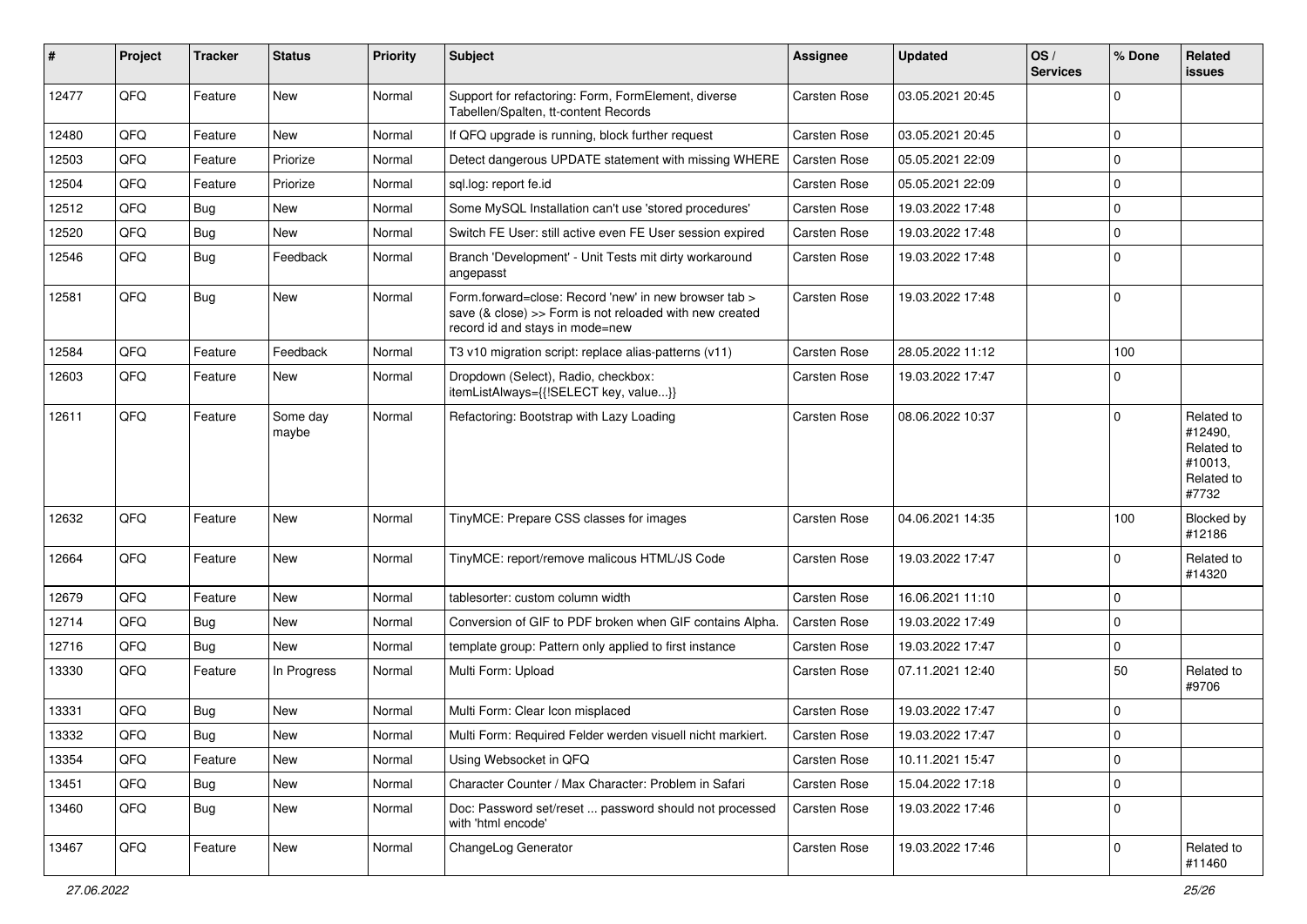| # | Project | Tracker | Status | Priority | Subject | Assignee | Updated | OS / Services | % Done | Related issues |
|---|---|---|---|---|---|---|---|---|---|---|
| 12477 | QFQ | Feature | New | Normal | Support for refactoring: Form, FormElement, diverse Tabellen/Spalten, tt-content Records | Carsten Rose | 03.05.2021 20:45 | | 0 | |
| 12480 | QFQ | Feature | New | Normal | If QFQ upgrade is running, block further request | Carsten Rose | 03.05.2021 20:45 | | 0 | |
| 12503 | QFQ | Feature | Priorize | Normal | Detect dangerous UPDATE statement with missing WHERE | Carsten Rose | 05.05.2021 22:09 | | 0 | |
| 12504 | QFQ | Feature | Priorize | Normal | sql.log: report fe.id | Carsten Rose | 05.05.2021 22:09 | | 0 | |
| 12512 | QFQ | Bug | New | Normal | Some MySQL Installation can't use 'stored procedures' | Carsten Rose | 19.03.2022 17:48 | | 0 | |
| 12520 | QFQ | Bug | New | Normal | Switch FE User: still active even FE User session expired | Carsten Rose | 19.03.2022 17:48 | | 0 | |
| 12546 | QFQ | Bug | Feedback | Normal | Branch 'Development' - Unit Tests mit dirty workaround angepasst | Carsten Rose | 19.03.2022 17:48 | | 0 | |
| 12581 | QFQ | Bug | New | Normal | Form.forward=close: Record 'new' in new browser tab > save (& close) >> Form is not reloaded with new created record id and stays in mode=new | Carsten Rose | 19.03.2022 17:48 | | 0 | |
| 12584 | QFQ | Feature | Feedback | Normal | T3 v10 migration script: replace alias-patterns (v11) | Carsten Rose | 28.05.2022 11:12 | | 100 | |
| 12603 | QFQ | Feature | New | Normal | Dropdown (Select), Radio, checkbox: itemListAlways={{!SELECT key, value...}} | Carsten Rose | 19.03.2022 17:47 | | 0 | |
| 12611 | QFQ | Feature | Some day maybe | Normal | Refactoring: Bootstrap with Lazy Loading | Carsten Rose | 08.06.2022 10:37 | | 0 | Related to #12490, Related to #10013, Related to #7732 |
| 12632 | QFQ | Feature | New | Normal | TinyMCE: Prepare CSS classes for images | Carsten Rose | 04.06.2021 14:35 | | 100 | Blocked by #12186 |
| 12664 | QFQ | Feature | New | Normal | TinyMCE: report/remove malicous HTML/JS Code | Carsten Rose | 19.03.2022 17:47 | | 0 | Related to #14320 |
| 12679 | QFQ | Feature | New | Normal | tablesorter: custom column width | Carsten Rose | 16.06.2021 11:10 | | 0 | |
| 12714 | QFQ | Bug | New | Normal | Conversion of GIF to PDF broken when GIF contains Alpha. | Carsten Rose | 19.03.2022 17:49 | | 0 | |
| 12716 | QFQ | Bug | New | Normal | template group: Pattern only applied to first instance | Carsten Rose | 19.03.2022 17:47 | | 0 | |
| 13330 | QFQ | Feature | In Progress | Normal | Multi Form: Upload | Carsten Rose | 07.11.2021 12:40 | | 50 | Related to #9706 |
| 13331 | QFQ | Bug | New | Normal | Multi Form: Clear Icon misplaced | Carsten Rose | 19.03.2022 17:47 | | 0 | |
| 13332 | QFQ | Bug | New | Normal | Multi Form: Required Felder werden visuell nicht markiert. | Carsten Rose | 19.03.2022 17:47 | | 0 | |
| 13354 | QFQ | Feature | New | Normal | Using Websocket in QFQ | Carsten Rose | 10.11.2021 15:47 | | 0 | |
| 13451 | QFQ | Bug | New | Normal | Character Counter / Max Character: Problem in Safari | Carsten Rose | 15.04.2022 17:18 | | 0 | |
| 13460 | QFQ | Bug | New | Normal | Doc: Password set/reset ... password should not processed with 'html encode' | Carsten Rose | 19.03.2022 17:46 | | 0 | |
| 13467 | QFQ | Feature | New | Normal | ChangeLog Generator | Carsten Rose | 19.03.2022 17:46 | | 0 | Related to #11460 |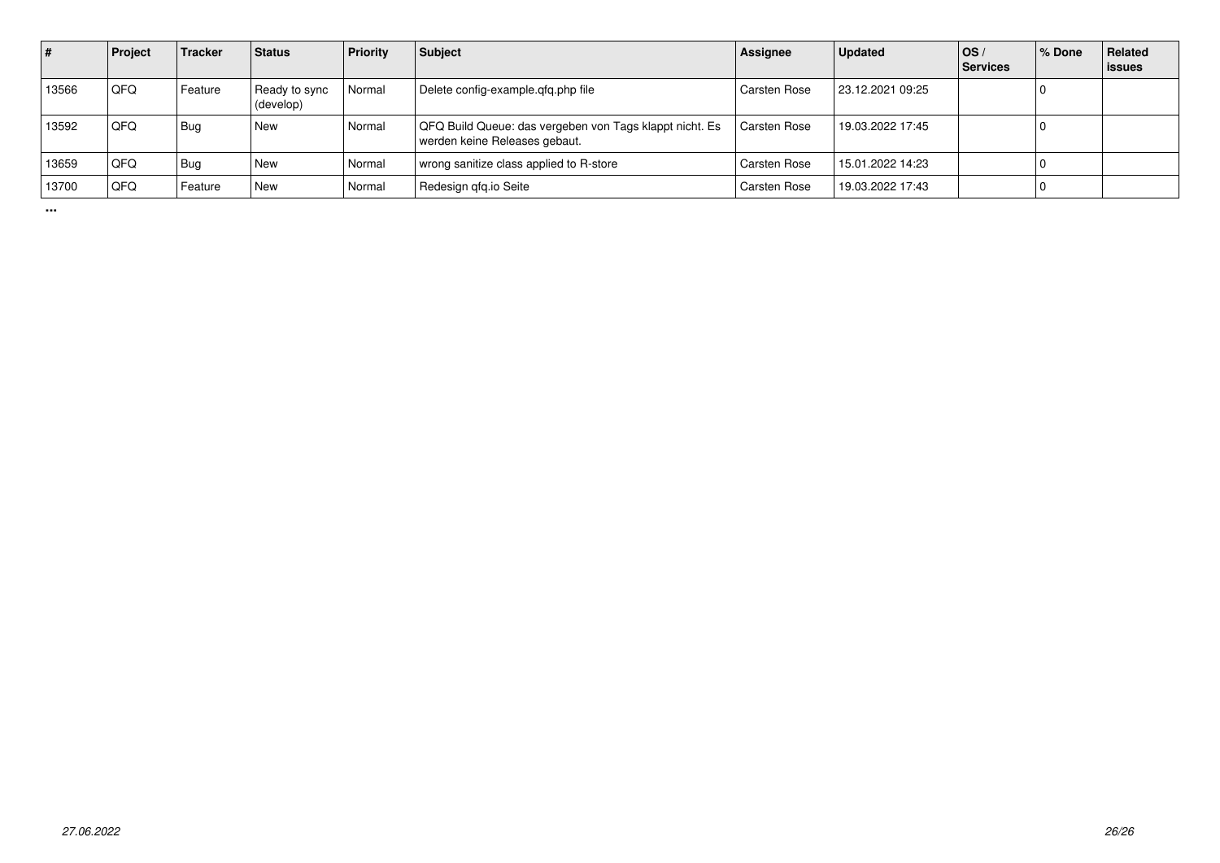| # | Project | Tracker | Status | Priority | Subject | Assignee | Updated | OS / Services | % Done | Related issues |
|---|---|---|---|---|---|---|---|---|---|---|
| 13566 | QFQ | Feature | Ready to sync (develop) | Normal | Delete config-example.qfq.php file | Carsten Rose | 23.12.2021 09:25 | | 0 | |
| 13592 | QFQ | Bug | New | Normal | QFQ Build Queue: das vergeben von Tags klappt nicht. Es werden keine Releases gebaut. | Carsten Rose | 19.03.2022 17:45 | | 0 | |
| 13659 | QFQ | Bug | New | Normal | wrong sanitize class applied to R-store | Carsten Rose | 15.01.2022 14:23 | | 0 | |
| 13700 | QFQ | Feature | New | Normal | Redesign qfq.io Seite | Carsten Rose | 19.03.2022 17:43 | | 0 | |

...